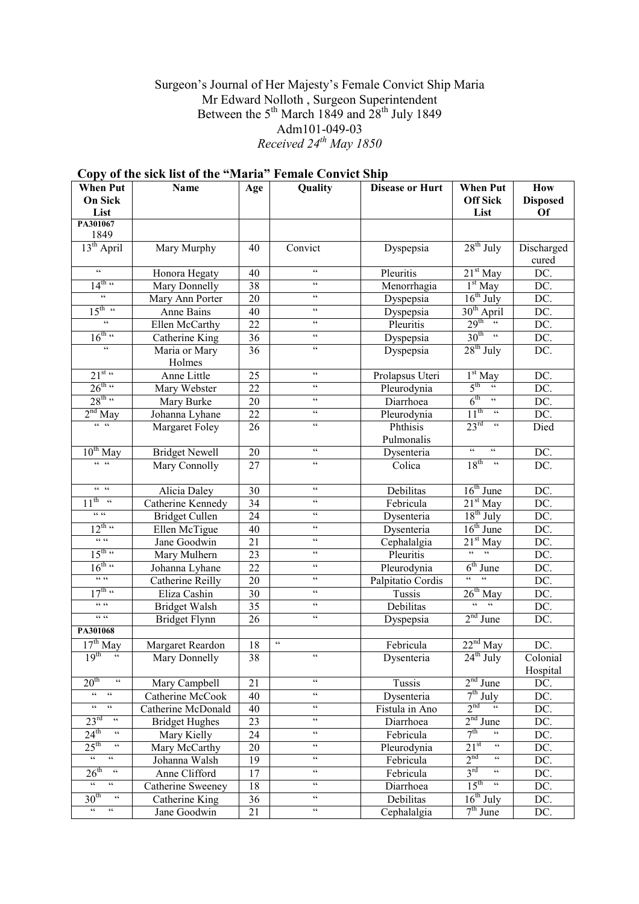Surgeon's Journal of Her Majesty's Female Convict Ship Maria
Mr Edward Nolloth , Surgeon Superintendent
Between the 5th March 1849 and 28th July 1849
Adm101-049-03
*Received 24th May 1850*

## Copy of the sick list of the "Maria" Female Convict Ship

| When Put On Sick List | Name | Age | Quality | Disease or Hurt | When Put Off Sick List | How Disposed Of |
|---|---|---|---|---|---|---|
| **PA301067** 1849 | | | | | | |
| 13th April | Mary Murphy | 40 | Convict | Dyspepsia | 28th July | Discharged cured |
| " | Honora Hegaty | 40 | " | Pleuritis | 21st May | DC. |
| 14th " | Mary Donnelly | 38 | " | Menorrhagia | 1st May | DC. |
| " | Mary Ann Porter | 20 | " | Dyspepsia | 16th July | DC. |
| 15th " | Anne Bains | 40 | " | Dyspepsia | 30th April | DC. |
| " | Ellen McCarthy | 22 | " | Pleuritis | 29th " | DC. |
| 16th " | Catherine King | 36 | " | Dyspepsia | 30th " | DC. |
| " | Maria or Mary Holmes | 36 | " | Dyspepsia | 28th July | DC. |
| 21st " | Anne Little | 25 | " | Prolapsus Uteri | 1st May | DC. |
| 26th " | Mary Webster | 22 | " | Pleurodynia | 5th " | DC. |
| 28th " | Mary Burke | 20 | " | Diarrhoea | 6th " | DC. |
| 2nd May | Johanna Lyhane | 22 | " | Pleurodynia | 11th " | DC. |
| " " | Margaret Foley | 26 | " | Phthisis Pulmonalis | 23rd " | Died |
| 10th May | Bridget Newell | 20 | " | Dysenteria | " " | DC. |
| " " | Mary Connolly | 27 | " | Colica | 18th " | DC. |
| " " | Alicia Daley | 30 | " | Debilitas | 16th June | DC. |
| 11th " | Catherine Kennedy | 34 | " | Febricula | 21st May | DC. |
| " " | Bridget Cullen | 24 | " | Dysenteria | 18th July | DC. |
| 12th " | Ellen McTigue | 40 | " | Dysenteria | 16th June | DC. |
| " " | Jane Goodwin | 21 | " | Cephalalgia | 21st May | DC. |
| 15th " | Mary Mulhern | 23 | " | Pleuritis | " " | DC. |
| 16th " | Johanna Lyhane | 22 | " | Pleurodynia | 6th June | DC. |
| " " | Catherine Reilly | 20 | " | Palpitatio Cordis | " " | DC. |
| 17th " | Eliza Cashin | 30 | " | Tussis | 26th May | DC. |
| " " | Bridget Walsh | 35 | " | Debilitas | " " | DC. |
| " " | Bridget Flynn | 26 | " | Dyspepsia | 2nd June | DC. |
| **PA301068** | | | | | | |
| 17th May | Margaret Reardon | 18 | " | Febricula | 22nd May | DC. |
| 19th " | Mary Donnelly | 38 | " | Dysenteria | 24th July | Colonial Hospital |
| 20th " | Mary Campbell | 21 | " | Tussis | 2nd June | DC. |
| " " | Catherine McCook | 40 | " | Dysenteria | 7th July | DC. |
| " " | Catherine McDonald | 40 | " | Fistula in Ano | 2nd " | DC. |
| 23rd " | Bridget Hughes | 23 | " | Diarrhoea | 2nd June | DC. |
| 24th " | Mary Kielly | 24 | " | Febricula | 7th " | DC. |
| 25th " | Mary McCarthy | 20 | " | Pleurodynia | 21st " | DC. |
| " " | Johanna Walsh | 19 | " | Febricula | 2nd " | DC. |
| 26th " | Anne Clifford | 17 | " | Febricula | 3rd " | DC. |
| " " | Catherine Sweeney | 18 | " | Diarrhoea | 15th " | DC. |
| 30th " | Catherine King | 36 | " | Debilitas | 16th July | DC. |
| " " | Jane Goodwin | 21 | " | Cephalalgia | 7th June | DC. |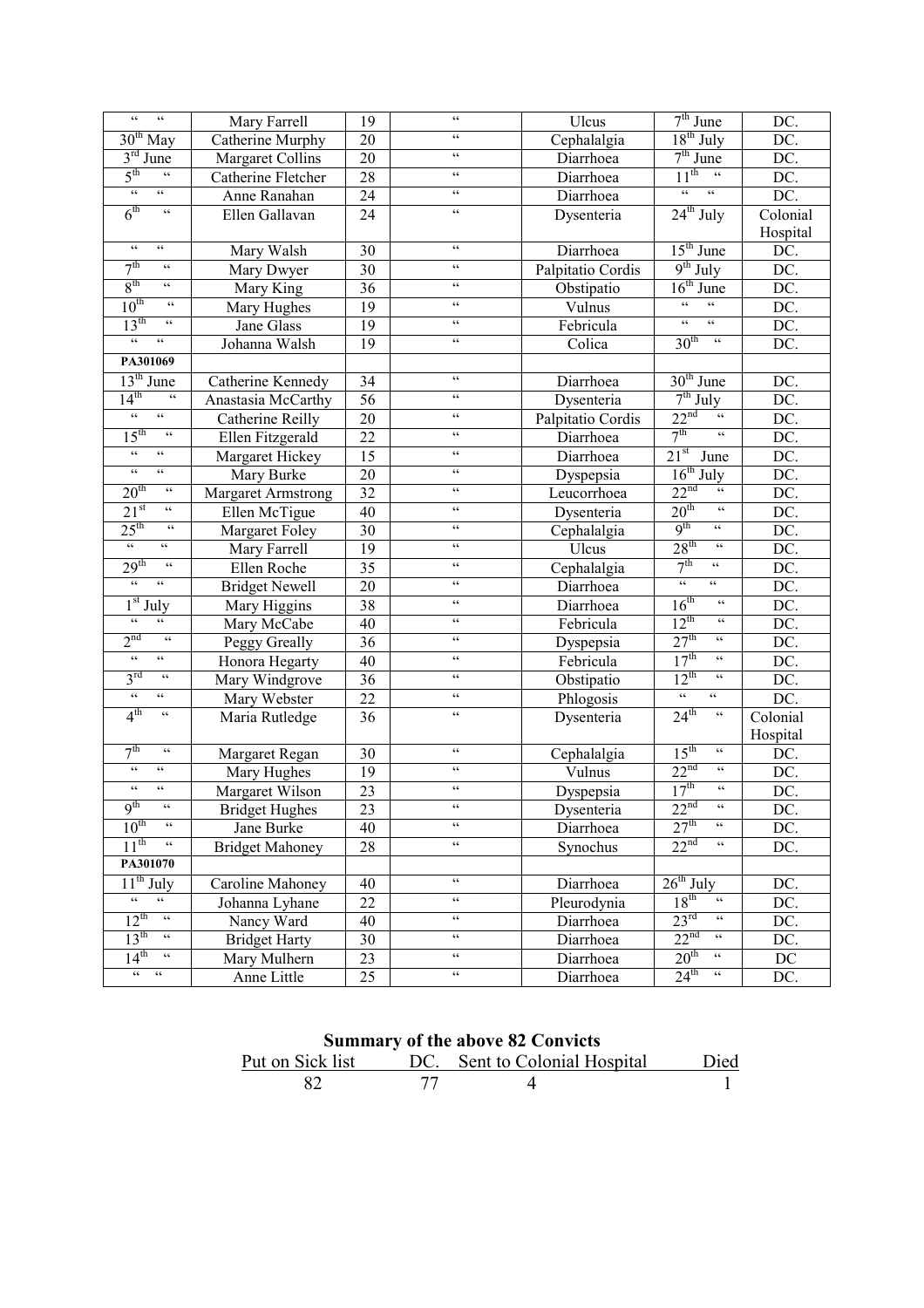| " " | Mary Farrell | 19 | " | Ulcus | 7th June | DC. |
|---|---|---|---|---|---|---|
| 30th May | Catherine Murphy | 20 | " | Cephalalgia | 18th July | DC. |
| 3rd June | Margaret Collins | 20 | " | Diarrhoea | 7th June | DC. |
| 5th " | Catherine Fletcher | 28 | " | Diarrhoea | 11th " | DC. |
| " " | Anne Ranahan | 24 | " | Diarrhoea | " " | DC. |
| 6th " | Ellen Gallavan | 24 | " | Dysenteria | 24th July | Colonial Hospital |
| " " | Mary Walsh | 30 | " | Diarrhoea | 15th June | DC. |
| 7th " | Mary Dwyer | 30 | " | Palpitatio Cordis | 9th July | DC. |
| 8th " | Mary King | 36 | " | Obstipatio | 16th June | DC. |
| 10th " | Mary Hughes | 19 | " | Vulnus | " " | DC. |
| 13th " | Jane Glass | 19 | " | Febricula | " " | DC. |
| " " | Johanna Walsh | 19 | " | Colica | 30th " | DC. |
| **PA301069** | | | | | | |
| 13th June | Catherine Kennedy | 34 | " | Diarrhoea | 30th June | DC. |
| 14th " | Anastasia McCarthy | 56 | " | Dysenteria | 7th July | DC. |
| " " | Catherine Reilly | 20 | " | Palpitatio Cordis | 22nd " | DC. |
| 15th " | Ellen Fitzgerald | 22 | " | Diarrhoea | 7th " | DC. |
| " " | Margaret Hickey | 15 | " | Diarrhoea | 21st June | DC. |
| " " | Mary Burke | 20 | " | Dyspepsia | 16th July | DC. |
| 20th " | Margaret Armstrong | 32 | " | Leucorrhoea | 22nd " | DC. |
| 21st " | Ellen McTigue | 40 | " | Dysenteria | 20th " | DC. |
| 25th " | Margaret Foley | 30 | " | Cephalalgia | 9th " | DC. |
| " " | Mary Farrell | 19 | " | Ulcus | 28th " | DC. |
| 29th " | Ellen Roche | 35 | " | Cephalalgia | 7th " | DC. |
| " " | Bridget Newell | 20 | " | Diarrhoea | " " | DC. |
| 1st July | Mary Higgins | 38 | " | Diarrhoea | 16th " | DC. |
| " " | Mary McCabe | 40 | " | Febricula | 12th " | DC. |
| 2nd " | Peggy Greally | 36 | " | Dyspepsia | 27th " | DC. |
| " " | Honora Hegarty | 40 | " | Febricula | 17th " | DC. |
| 3rd " | Mary Windgrove | 36 | " | Obstipatio | 12th " | DC. |
| " " | Mary Webster | 22 | " | Phlogosis | " " | DC. |
| 4th " | Maria Rutledge | 36 | " | Dysenteria | 24th " | Colonial Hospital |
| 7th " | Margaret Regan | 30 | " | Cephalalgia | 15th " | DC. |
| " " | Mary Hughes | 19 | " | Vulnus | 22nd " | DC. |
| " " | Margaret Wilson | 23 | " | Dyspepsia | 17th " | DC. |
| 9th " | Bridget Hughes | 23 | " | Dysenteria | 22nd " | DC. |
| 10th " | Jane Burke | 40 | " | Diarrhoea | 27th " | DC. |
| 11th " | Bridget Mahoney | 28 | " | Synochus | 22nd " | DC. |
| **PA301070** | | | | | | |
| 11th July | Caroline Mahoney | 40 | " | Diarrhoea | 26th July | DC. |
| " " | Johanna Lyhane | 22 | " | Pleurodynia | 18th " | DC. |
| 12th " | Nancy Ward | 40 | " | Diarrhoea | 23rd " | DC. |
| 13th " | Bridget Harty | 30 | " | Diarrhoea | 22nd " | DC. |
| 14th " | Mary Mulhern | 23 | " | Diarrhoea | 20th " | DC |
| " " | Anne Little | 25 | " | Diarrhoea | 24th " | DC. |

**Summary of the above 82 Convicts**

| Put on Sick list | DC. | Sent to Colonial Hospital | Died |
|---|---|---|---|
| 82 | 77 | 4 | 1 |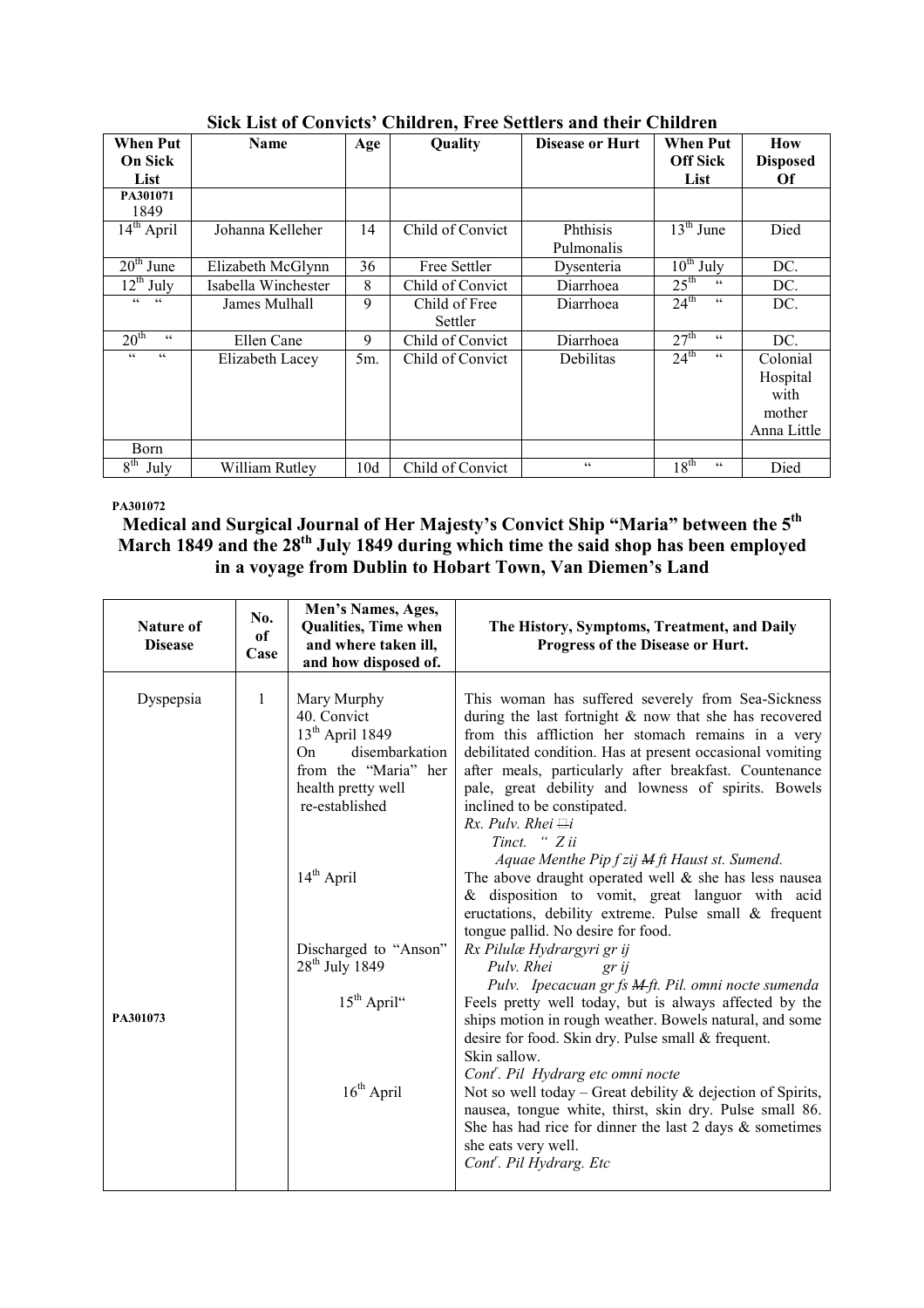## Sick List of Convicts' Children, Free Settlers and their Children

| When Put On Sick List | Name | Age | Quality | Disease or Hurt | When Put Off Sick List | How Disposed Of |
|---|---|---|---|---|---|---|
| PA301071 1849 | | | | | | |
| 14th April | Johanna Kelleher | 14 | Child of Convict | Phthisis Pulmonalis | 13th June | Died |
| 20th June | Elizabeth McGlynn | 36 | Free Settler | Dysenteria | 10th July | DC. |
| 12th July | Isabella Winchester | 8 | Child of Convict | Diarrhoea | 25th " | DC. |
| " " | James Mulhall | 9 | Child of Free Settler | Diarrhoea | 24th " | DC. |
| 20th " | Ellen Cane | 9 | Child of Convict | Diarrhoea | 27th " | DC. |
| " " | Elizabeth Lacey | 5m. | Child of Convict | Debilitas | 24th " | Colonial Hospital with mother Anna Little |
| Born | | | | | | |
| 8th July | William Rutley | 10d | Child of Convict | " | 18th " | Died |

PA301072

## Medical and Surgical Journal of Her Majesty's Convict Ship "Maria" between the 5th March 1849 and the 28th July 1849 during which time the said shop has been employed in a voyage from Dublin to Hobart Town, Van Diemen's Land

| Nature of Disease | No. of Case | Men's Names, Ages, Qualities, Time when and where taken ill, and how disposed of. | The History, Symptoms, Treatment, and Daily Progress of the Disease or Hurt. |
|---|---|---|---|
| Dyspepsia | 1 | Mary Murphy 40. Convict 13th April 1849 On disembarkation from the "Maria" her health pretty well re-established | This woman has suffered severely from Sea-Sickness during the last fortnight & now that she has recovered from this affliction her stomach remains in a very debilitated condition. Has at present occasional vomiting after meals, particularly after breakfast. Countenance pale, great debility and lowness of spirits. Bowels inclined to be constipated. *Rx. Pulv. Rhei ⅁i Tinct. " Z ii Aquae Menthe Pip f zij ~~M~~ ft Haust st. Sumend.* |
| | | 14th April | The above draught operated well & she has less nausea & disposition to vomit, great languor with acid eructations, debility extreme. Pulse small & frequent tongue pallid. No desire for food. |
| | | Discharged to "Anson" 28th July 1849 | *Rx Pilulæ Hydrargyri gr ij Pulv. Rhei gr ij Pulv. Ipecacuan gr fs ~~M~~ ft. Pil. omni nocte sumenda* |
| PA301073 | | 15th April" | Feels pretty well today, but is always affected by the ships motion in rough weather. Bowels natural, and some desire for food. Skin dry. Pulse small & frequent. Skin sallow. *Contr. Pil Hydrarg etc omni nocte* |
| | | 16th April | Not so well today – Great debility & dejection of Spirits, nausea, tongue white, thirst, skin dry. Pulse small 86. She has had rice for dinner the last 2 days & sometimes she eats very well. *Contr. Pil Hydrarg. Etc* |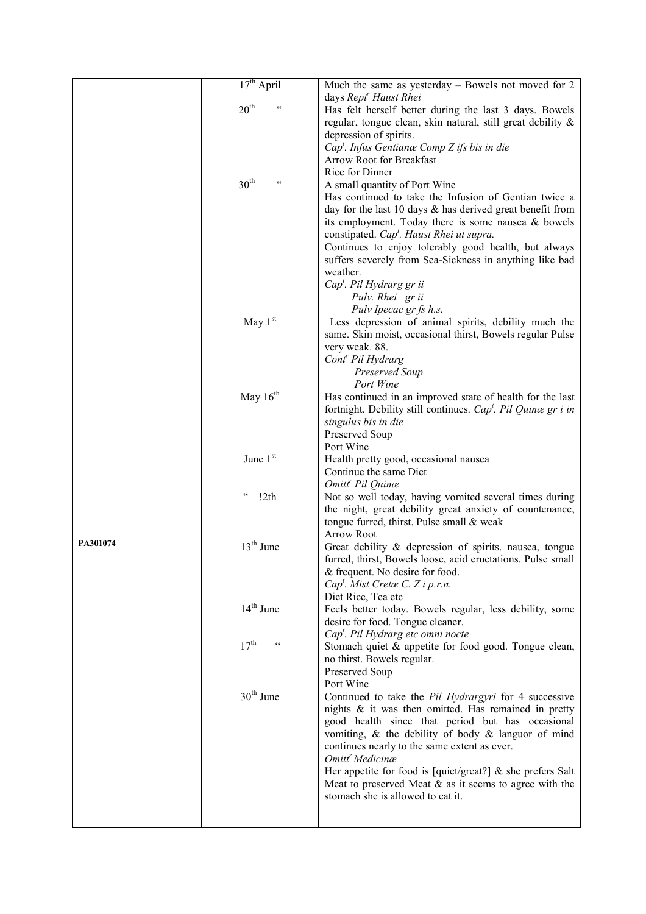| | | | |
|---|---|---|---|
| PA301074 | | 17th April | Much the same as yesterday – Bowels not moved for 2 days *Rept^r Haust Rhei* |
| | | 20th " | Has felt herself better during the last 3 days. Bowels regular, tongue clean, skin natural, still great debility & depression of spirits. *Cap^t. Infus Gentianæ Comp Z ifs bis in die* Arrow Root for Breakfast Rice for Dinner A small quantity of Port Wine |
| | | 30th " | Has continued to take the Infusion of Gentian twice a day for the last 10 days & has derived great benefit from its employment. Today there is some nausea & bowels constipated. *Cap^t. Haust Rhei ut supra.* Continues to enjoy tolerably good health, but always suffers severely from Sea-Sickness in anything like bad weather. *Cap^t. Pil Hydrarg gr ii* *Pulv. Rhei gr ii* *Pulv Ipecac gr fs h.s.* |
| | | May 1st | Less depression of animal spirits, debility much the same. Skin moist, occasional thirst, Bowels regular Pulse very weak. 88. *Cont^r Pil Hydrarg* *Preserved Soup* *Port Wine* |
| | | May 16th | Has continued in an improved state of health for the last fortnight. Debility still continues. *Cap^t. Pil Quinæ gr i in singulus bis in die* Preserved Soup Port Wine |
| | | June 1st | Health pretty good, occasional nausea Continue the same Diet *Omitt^r Pil Quinæ* |
| | | " !2th | Not so well today, having vomited several times during the night, great debility great anxiety of countenance, tongue furred, thirst. Pulse small & weak Arrow Root |
| | | 13th June | Great debility & depression of spirits. nausea, tongue furred, thirst, Bowels loose, acid eructations. Pulse small & frequent. No desire for food. *Cap^t. Mist Cretæ C. Z i p.r.n.* Diet Rice, Tea etc |
| | | 14th June | Feels better today. Bowels regular, less debility, some desire for food. Tongue cleaner. *Cap^t. Pil Hydrarg etc omni nocte* |
| | | 17th " | Stomach quiet & appetite for food good. Tongue clean, no thirst. Bowels regular. Preserved Soup Port Wine |
| | | 30th June | Continued to take the *Pil Hydrargyri* for 4 successive nights & it was then omitted. Has remained in pretty good health since that period but has occasional vomiting, & the debility of body & languor of mind continues nearly to the same extent as ever. *Omitt^r Medicinæ* Her appetite for food is [quiet/great?] & she prefers Salt Meat to preserved Meat & as it seems to agree with the stomach she is allowed to eat it. |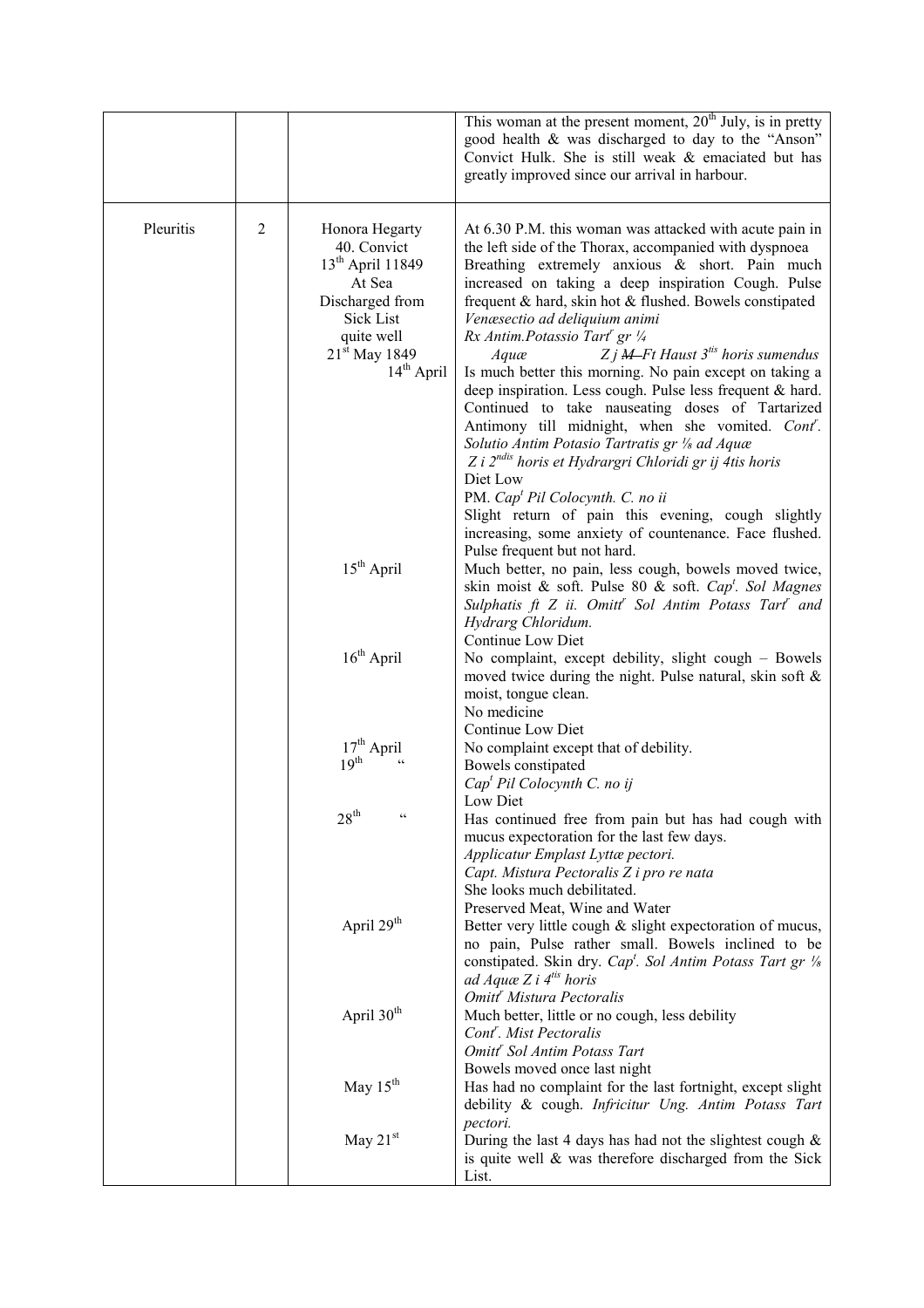| | | | |
|---|---|---|---|
| | | | This woman at the present moment, 20th July, is in pretty good health & was discharged to day to the "Anson" Convict Hulk. She is still weak & emaciated but has greatly improved since our arrival in harbour. |
| Pleuritis | 2 | Honora Hegarty<br>40. Convict<br>13th April 11849<br>At Sea<br>Discharged from Sick List quite well<br>21st May 1849 | At 6.30 P.M. this woman was attacked with acute pain in the left side of the Thorax, accompanied with dyspnoea Breathing extremely anxious & short. Pain much increased on taking a deep inspiration Cough. Pulse frequent & hard, skin hot & flushed. Bowels constipated<br>*Venæsectio ad deliquium animi*<br>*Rx Antim.Potassio Tartr gr ¼*<br>*Aquæ Z j ~~M~~ Ft Haust 3tis horis sumendus* |
| | | 14th April | Is much better this morning. No pain except on taking a deep inspiration. Less cough. Pulse less frequent & hard. Continued to take nauseating doses of Tartarized Antimony till midnight, when she vomited. *Contr. Solutio Antim Potasio Tartratis gr ⅛ ad Aquæ Z i 2ndis horis et Hydrargri Chloridi gr ij 4tis horis*<br>Diet Low<br>PM. *Capt Pil Colocynth. C. no ii*<br>Slight return of pain this evening, cough slightly increasing, some anxiety of countenance. Face flushed. Pulse frequent but not hard. |
| | | 15th April | Much better, no pain, less cough, bowels moved twice, skin moist & soft. Pulse 80 & soft. *Capt. Sol Magnes Sulphatis ft Z ii. Omittr Sol Antim Potass Tartr and Hydrarg Chloridum.*<br>Continue Low Diet |
| | | 16th April | No complaint, except debility, slight cough – Bowels moved twice during the night. Pulse natural, skin soft & moist, tongue clean.<br>No medicine<br>Continue Low Diet |
| | | 17th April<br>19th " | No complaint except that of debility.<br>Bowels constipated<br>*Capt Pil Colocynth C. no ij*<br>Low Diet |
| | | 28th " | Has continued free from pain but has had cough with mucus expectoration for the last few days.<br>*Applicatur Emplast Lyttæ pectori.*<br>*Capt. Mistura Pectoralis Z i pro re nata*<br>She looks much debilitated.<br>Preserved Meat, Wine and Water |
| | | April 29th | Better very little cough & slight expectoration of mucus, no pain, Pulse rather small. Bowels inclined to be constipated. Skin dry. *Capt. Sol Antim Potass Tart gr ⅛ ad Aquæ Z i 4tis horis*<br>*Omittr Mistura Pectoralis* |
| | | April 30th | Much better, little or no cough, less debility<br>*Contr. Mist Pectoralis*<br>*Omittr Sol Antim Potass Tart*<br>Bowels moved once last night |
| | | May 15th | Has had no complaint for the last fortnight, except slight debility & cough. *Infricitur Ung. Antim Potass Tart pectori.* |
| | | May 21st | During the last 4 days has had not the slightest cough & is quite well & was therefore discharged from the Sick List. |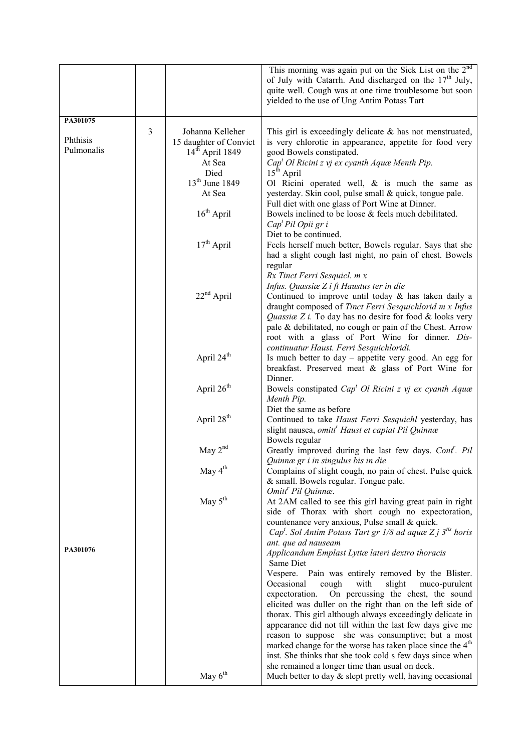| | | | |
|---|---|---|---|
| | | | This morning was again put on the Sick List on the 2nd of July with Catarrh. And discharged on the 17th July, quite well. Cough was at one time troublesome but soon yielded to the use of Ung Antim Potass Tart |
| PA301075<br><br>Phthisis Pulmonalis | 3 | Johanna Kelleher<br>15 daughter of Convict<br>14th April 1849<br>At Sea<br>Died<br>13th June 1849<br>At Sea | This girl is exceedingly delicate & has not menstruated, is very chlorotic in appearance, appetite for food very good Bowels constipated.<br>*Capt Ol Ricini z vj ex cyanth Aquæ Menth Pip.* |
| | | | 15th April<br>Ol Ricini operated well, & is much the same as yesterday. Skin cool, pulse small & quick, tongue pale. Full diet with one glass of Port Wine at Dinner. |
| | | 16th April | Bowels inclined to be loose & feels much debilitated.<br>*Capt Pil Opii gr i*<br>Diet to be continued. |
| | | 17th April | Feels herself much better, Bowels regular. Says that she had a slight cough last night, no pain of chest. Bowels regular<br>*Rx Tinct Ferri Sesquicl. m x*<br>*Infus. Quassiæ Z i ft Haustus ter in die* |
| | | 22nd April | Continued to improve until today & has taken daily a draught composed of *Tinct Ferri Sesquichlorid m x Infus Quassiæ Z i.* To day has no desire for food & looks very pale & debilitated, no cough or pain of the Chest. Arrow root with a glass of Port Wine for dinner. *Discontinuatur Haust. Ferri Sesquichloridi.* |
| | | April 24th | Is much better to day – appetite very good. An egg for breakfast. Preserved meat & glass of Port Wine for Dinner. |
| | | April 26th | Bowels constipated *Capt Ol Ricini z vj ex cyanth Aquæ Menth Pip.*<br>Diet the same as before |
| | | April 28th | Continued to take *Haust Ferri Sesquichl* yesterday, has slight nausea, *omittr Haust et capiat Pil Quinnæ*<br>Bowels regular |
| | | May 2nd | Greatly improved during the last few days. *Contr. Pil Quinnæ gr i in singulus bis in die* |
| | | May 4th | Complains of slight cough, no pain of chest. Pulse quick & small. Bowels regular. Tongue pale.<br>*Omittr Pil Quinnæ.* |
| PA301076 | | May 5th | At 2AM called to see this girl having great pain in right side of Thorax with short cough no expectoration, countenance very anxious, Pulse small & quick.<br>*Capt. Sol Antim Potass Tart gr 1/8 ad aquæ Z j 3tis horis ant. que ad nauseam*<br>*Applicandum Emplast Lyttæ lateri dextro thoracis*<br>Same Diet<br>Vespere. Pain was entirely removed by the Blister. Occasional cough with slight muco-purulent expectoration. On percussing the chest, the sound elicited was duller on the right than on the left side of thorax. This girl although always exceedingly delicate in appearance did not till within the last few days give me reason to suppose she was consumptive; but a most marked change for the worse has taken place since the 4th inst. She thinks that she took cold s few days since when she remained a longer time than usual on deck. |
| | | May 6th | Much better to day & slept pretty well, having occasional |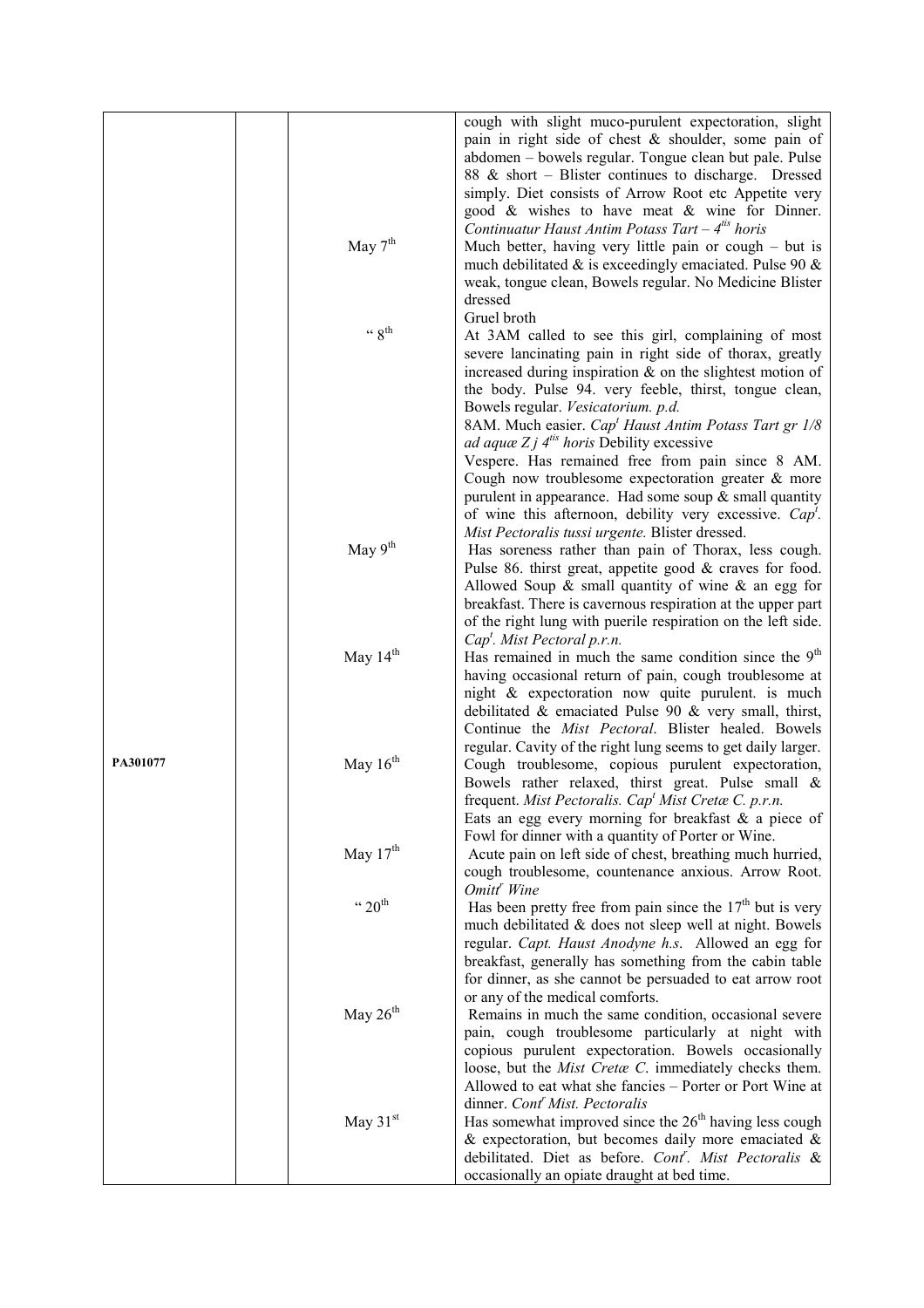| | | | |
|---|---|---|---|
| PA301077 | | | cough with slight muco-purulent expectoration, slight pain in right side of chest & shoulder, some pain of abdomen – bowels regular. Tongue clean but pale. Pulse 88 & short – Blister continues to discharge. Dressed simply. Diet consists of Arrow Root etc Appetite very good & wishes to have meat & wine for Dinner. *Continuatur Haust Antim Potass Tart – $4^{tis}$ horis* |
| | | May $7^{th}$ | Much better, having very little pain or cough – but is much debilitated & is exceedingly emaciated. Pulse 90 & weak, tongue clean, Bowels regular. No Medicine Blister dressed<br>Gruel broth |
| | | " $8^{th}$ | At 3AM called to see this girl, complaining of most severe lancinating pain in right side of thorax, greatly increased during inspiration & on the slightest motion of the body. Pulse 94. very feeble, thirst, tongue clean, Bowels regular. *Vesicatorium. p.d.*<br>8AM. Much easier. *Cap$^{t}$ Haust Antim Potass Tart gr 1/8 ad aquæ Ʒ j $4^{tis}$ horis* Debility excessive<br>Vespere. Has remained free from pain since 8 AM. Cough now troublesome expectoration greater & more purulent in appearance. Had some soup & small quantity of wine this afternoon, debility very excessive. *Cap$^{t}$. Mist Pectoralis tussi urgente.* Blister dressed. |
| | | May $9^{th}$ | Has soreness rather than pain of Thorax, less cough. Pulse 86. thirst great, appetite good & craves for food. Allowed Soup & small quantity of wine & an egg for breakfast. There is cavernous respiration at the upper part of the right lung with puerile respiration on the left side. *Cap$^{t}$. Mist Pectoral p.r.n.* |
| | | May $14^{th}$ | Has remained in much the same condition since the $9^{th}$ having occasional return of pain, cough troublesome at night & expectoration now quite purulent. is much debilitated & emaciated Pulse 90 & very small, thirst, Continue the *Mist Pectoral*. Blister healed. Bowels regular. Cavity of the right lung seems to get daily larger. |
| | | May $16^{th}$ | Cough troublesome, copious purulent expectoration, Bowels rather relaxed, thirst great. Pulse small & frequent. *Mist Pectoralis. Cap$^{t}$ Mist Cretæ C. p.r.n.*<br>Eats an egg every morning for breakfast & a piece of Fowl for dinner with a quantity of Porter or Wine. |
| | | May $17^{th}$ | Acute pain on left side of chest, breathing much hurried, cough troublesome, countenance anxious. Arrow Root. *Omitt$^{r}$ Wine* |
| | | " $20^{th}$ | Has been pretty free from pain since the $17^{th}$ but is very much debilitated & does not sleep well at night. Bowels regular. *Capt. Haust Anodyne h.s.* Allowed an egg for breakfast, generally has something from the cabin table for dinner, as she cannot be persuaded to eat arrow root or any of the medical comforts. |
| | | May $26^{th}$ | Remains in much the same condition, occasional severe pain, cough troublesome particularly at night with copious purulent expectoration. Bowels occasionally loose, but the *Mist Cretæ C.* immediately checks them. Allowed to eat what she fancies – Porter or Port Wine at dinner. *Cont$^{r}$ Mist. Pectoralis* |
| | | May $31^{st}$ | Has somewhat improved since the $26^{th}$ having less cough & expectoration, but becomes daily more emaciated & debilitated. Diet as before. *Cont$^{r}$. Mist Pectoralis* & occasionally an opiate draught at bed time. |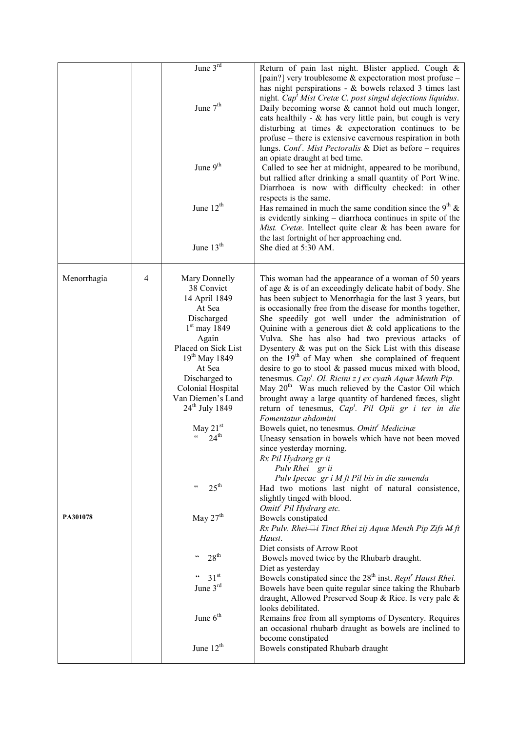|  |  | June 3[rd] | Return of pain last night. Blister applied. Cough & [pain?] very troublesome & expectoration most profuse – has night perspirations - & bowels relaxed 3 times last night. *Cap[t] Mist Cretæ C. post singul dejections liquidus*. |
|---|---|---|---|
|  |  | June 7[th] | Daily becoming worse & cannot hold out much longer, eats healthily - & has very little pain, but cough is very disturbing at times & expectoration continues to be profuse – there is extensive cavernous respiration in both lungs. *Cont[r]. Mist Pectoralis* & Diet as before – requires an opiate draught at bed time. |
|  |  | June 9[th] | Called to see her at midnight, appeared to be moribund, but rallied after drinking a small quantity of Port Wine. Diarrhoea is now with difficulty checked: in other respects is the same. |
|  |  | June 12[th] | Has remained in much the same condition since the 9[th] & is evidently sinking – diarrhoea continues in spite of the *Mist. Cretæ*. Intellect quite clear & has been aware for the last fortnight of her approaching end. |
|  |  | June 13[th] | She died at 5:30 AM. |
| Menorrhagia | 4 | Mary Donnelly<br>38 Convict<br>14 April 1849<br>At Sea<br>Discharged<br>1[st] may 1849<br>Again<br>Placed on Sick List<br>19[th] May 1849<br>At Sea<br>Discharged to<br>Colonial Hospital<br>Van Diemen's Land<br>24[th] July 1849 | This woman had the appearance of a woman of 50 years of age & is of an exceedingly delicate habit of body. She has been subject to Menorrhagia for the last 3 years, but is occasionally free from the disease for months together, She speedily got well under the administration of Quinine with a generous diet & cold applications to the Vulva. She has also had two previous attacks of Dysentery & was put on the Sick List with this disease on the 19[th] of May when she complained of frequent desire to go to stool & passed mucus mixed with blood, tenesmus. *Cap[t]. Ol. Ricini z j ex cyath Aquæ Menth Pip.*<br>May 20[th] Was much relieved by the Castor Oil which brought away a large quantity of hardened fæces, slight return of tenesmus, *Cap[t]. Pil Opii gr i ter in die Fomentatur abdomini* |
|  |  | May 21[st] | Bowels quiet, no tenesmus. *Omitt[r] Medicinæ* |
|  |  | " 24[th] | Uneasy sensation in bowels which have not been moved since yesterday morning.<br>*Rx Pil Hydrarg gr ii*<br>*Pulv Rhei gr ii*<br>*Pulv Ipecac gr i ~~M~~ ft Pil bis in die sumenda* |
|  |  | " 25[th] | Had two motions last night of natural consistence, slightly tinged with blood.<br>*Omitt[r] Pil Hydrarg etc.* |
| **PA301078** |  | May 27[th] | Bowels constipated<br>*Rx Pulv. Rhei ~~⁠~~i Tinct Rhei zij Aquæ Menth Pip Zifs ~~M~~ ft Haust*.<br>Diet consists of Arrow Root |
|  |  | " 28[th] | Bowels moved twice by the Rhubarb draught.<br>Diet as yesterday |
|  |  | " 31[st] | Bowels constipated since the 28[th] inst. *Rept[r] Haust Rhei.* |
|  |  | June 3[rd] | Bowels have been quite regular since taking the Rhubarb draught, Allowed Preserved Soup & Rice. Is very pale & looks debilitated. |
|  |  | June 6[th] | Remains free from all symptoms of Dysentery. Requires an occasional rhubarb draught as bowels are inclined to become constipated |
|  |  | June 12[th] | Bowels constipated Rhubarb draught |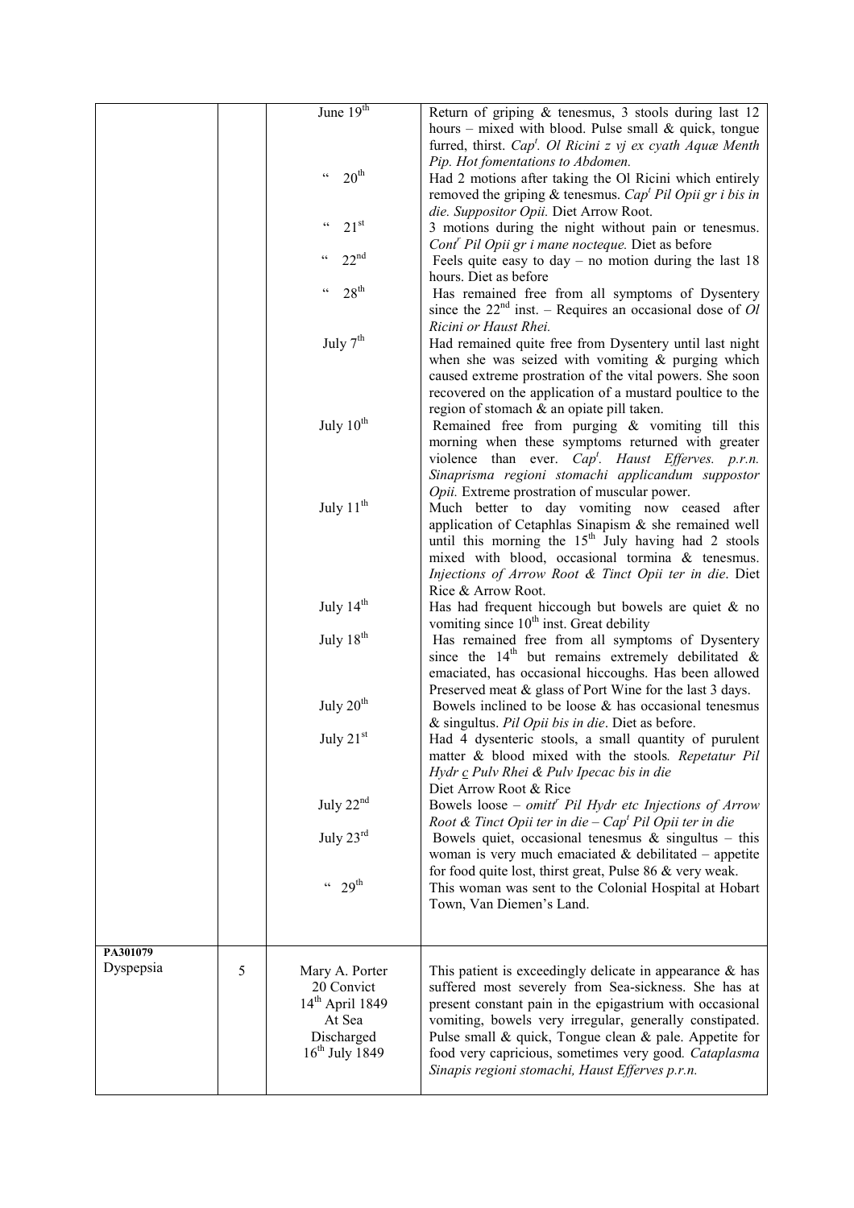| | | | |
|---|---|---|---|
| | | June 19th | Return of griping & tenesmus, 3 stools during last 12 hours – mixed with blood. Pulse small & quick, tongue furred, thirst. *Cap[t]. Ol Ricini z vj ex cyath Aquæ Menth Pip. Hot fomentations to Abdomen.* |
| | | " 20th | Had 2 motions after taking the Ol Ricini which entirely removed the griping & tenesmus. *Cap[t] Pil Opii gr i bis in die. Suppositor Opii.* Diet Arrow Root. |
| | | " 21st | 3 motions during the night without pain or tenesmus. *Cont[r] Pil Opii gr i mane nocteque.* Diet as before |
| | | " 22nd | Feels quite easy to day – no motion during the last 18 hours. Diet as before |
| | | " 28th | Has remained free from all symptoms of Dysentery since the 22nd inst. – Requires an occasional dose of *Ol Ricini or Haust Rhei.* |
| | | July 7th | Had remained quite free from Dysentery until last night when she was seized with vomiting & purging which caused extreme prostration of the vital powers. She soon recovered on the application of a mustard poultice to the region of stomach & an opiate pill taken. |
| | | July 10th | Remained free from purging & vomiting till this morning when these symptoms returned with greater violence than ever. *Cap[t]. Haust Efferves. p.r.n. Sinaprisma regioni stomachi applicandum suppostor Opii.* Extreme prostration of muscular power. |
| | | July 11th | Much better to day vomiting now ceased after application of Cetaphlas Sinapism & she remained well until this morning the 15th July having had 2 stools mixed with blood, occasional tormina & tenesmus. *Injections of Arrow Root & Tinct Opii ter in die*. Diet Rice & Arrow Root. |
| | | July 14th | Has had frequent hiccough but bowels are quiet & no vomiting since 10th inst. Great debility |
| | | July 18th | Has remained free from all symptoms of Dysentery since the 14th but remains extremely debilitated & emaciated, has occasional hiccoughs. Has been allowed Preserved meat & glass of Port Wine for the last 3 days. |
| | | July 20th | Bowels inclined to be loose & has occasional tenesmus & singultus. *Pil Opii bis in die*. Diet as before. |
| | | July 21st | Had 4 dysenteric stools, a small quantity of purulent matter & blood mixed with the stools*. Repetatur Pil Hydr c Pulv Rhei & Pulv Ipecac bis in die* Diet Arrow Root & Rice |
| | | July 22nd | Bowels loose – *omitt[r] Pil Hydr etc Injections of Arrow Root & Tinct Opii ter in die – Cap[t] Pil Opii ter in die* |
| | | July 23rd | Bowels quiet, occasional tenesmus & singultus – this woman is very much emaciated & debilitated – appetite for food quite lost, thirst great, Pulse 86 & very weak. |
| | | " 29th | This woman was sent to the Colonial Hospital at Hobart Town, Van Diemen's Land. |
| **PA301079** Dyspepsia | 5 | Mary A. Porter<br>20 Convict<br>14th April 1849<br>At Sea<br>Discharged<br>16th July 1849 | This patient is exceedingly delicate in appearance & has suffered most severely from Sea-sickness. She has at present constant pain in the epigastrium with occasional vomiting, bowels very irregular, generally constipated. Pulse small & quick, Tongue clean & pale. Appetite for food very capricious, sometimes very good*. Cataplasma Sinapis regioni stomachi, Haust Efferves p.r.n.* |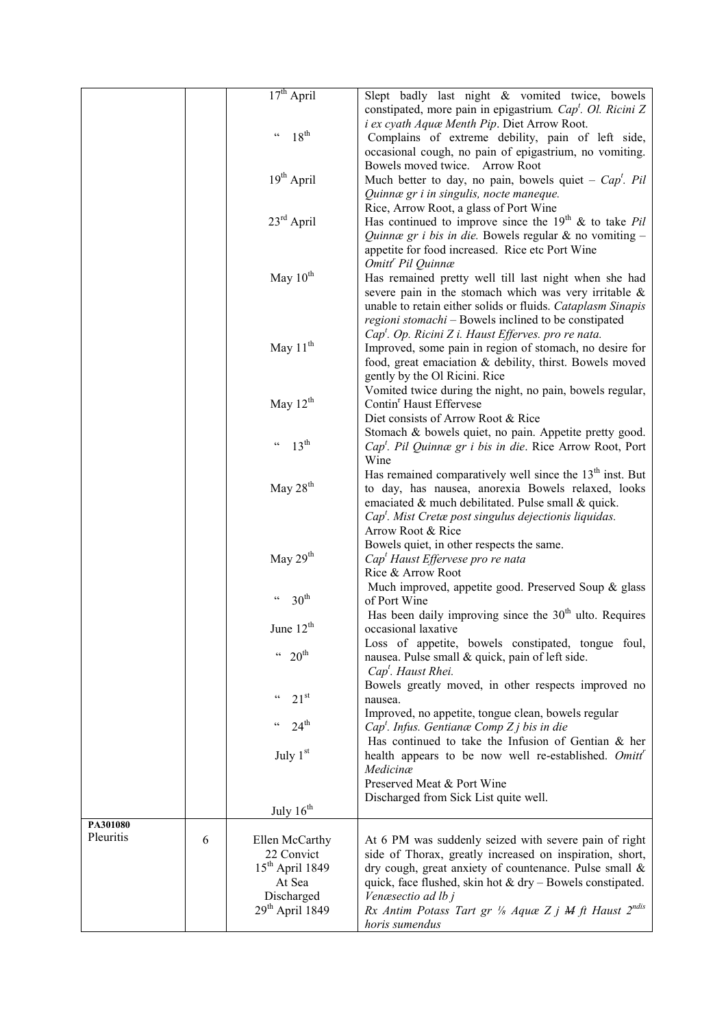| | | | |
|---|---|---|---|
| | | 17th April | Slept badly last night & vomited twice, bowels constipated, more pain in epigastrium. *Capt. Ol. Ricini Z i ex cyath Aquæ Menth Pip*. Diet Arrow Root. |
| | | " 18th | Complains of extreme debility, pain of left side, occasional cough, no pain of epigastrium, no vomiting. Bowels moved twice. Arrow Root |
| | | 19th April | Much better to day, no pain, bowels quiet – *Capt. Pil Quinnæ gr i in singulis, nocte maneque.* Rice, Arrow Root, a glass of Port Wine |
| | | 23rd April | Has continued to improve since the 19th & to take *Pil Quinnæ gr i bis in die.* Bowels regular & no vomiting – appetite for food increased. Rice etc Port Wine *Omittr Pil Quinnæ* |
| | | May 10th | Has remained pretty well till last night when she had severe pain in the stomach which was very irritable & unable to retain either solids or fluids. *Cataplasm Sinapis regioni stomachi* – Bowels inclined to be constipated *Capt. Op. Ricini Z i. Haust Efferves. pro re nata.* |
| | | May 11th | Improved, some pain in region of stomach, no desire for food, great emaciation & debility, thirst. Bowels moved gently by the Ol Ricini. Rice |
| | | May 12th | Vomited twice during the night, no pain, bowels regular, Continr Haust Effervese Diet consists of Arrow Root & Rice |
| | | " 13th | Stomach & bowels quiet, no pain. Appetite pretty good. *Capt. Pil Quinnæ gr i bis in die*. Rice Arrow Root, Port Wine |
| | | May 28th | Has remained comparatively well since the 13th inst. But to day, has nausea, anorexia Bowels relaxed, looks emaciated & much debilitated. Pulse small & quick. *Capt. Mist Cretæ post singulus dejectionis liquidas.* Arrow Root & Rice |
| | | May 29th | Bowels quiet, in other respects the same. *Capt Haust Effervese pro re nata* Rice & Arrow Root |
| | | " 30th | Much improved, appetite good. Preserved Soup & glass of Port Wine |
| | | June 12th | Has been daily improving since the 30th ulto. Requires occasional laxative |
| | | " 20th | Loss of appetite, bowels constipated, tongue foul, nausea. Pulse small & quick, pain of left side. *Capt. Haust Rhei.* |
| | | " 21st | Bowels greatly moved, in other respects improved no nausea. |
| | | " 24th | Improved, no appetite, tongue clean, bowels regular *Capt. Infus. Gentianæ Comp Z j bis in die* |
| | | July 1st | Has continued to take the Infusion of Gentian & her health appears to be now well re-established. *Omittr Medicinæ* Preserved Meat & Port Wine |
| | | July 16th | Discharged from Sick List quite well. |
| **PA301080** Pleuritis | 6 | Ellen McCarthy 22 Convict 15th April 1849 At Sea Discharged 29th April 1849 | At 6 PM was suddenly seized with severe pain of right side of Thorax, greatly increased on inspiration, short, dry cough, great anxiety of countenance. Pulse small & quick, face flushed, skin hot & dry – Bowels constipated. *Venæsectio ad lb j* *Rx Antim Potass Tart gr ⅛ Aquæ Z j M ft Haust 2ndis horis sumendus* |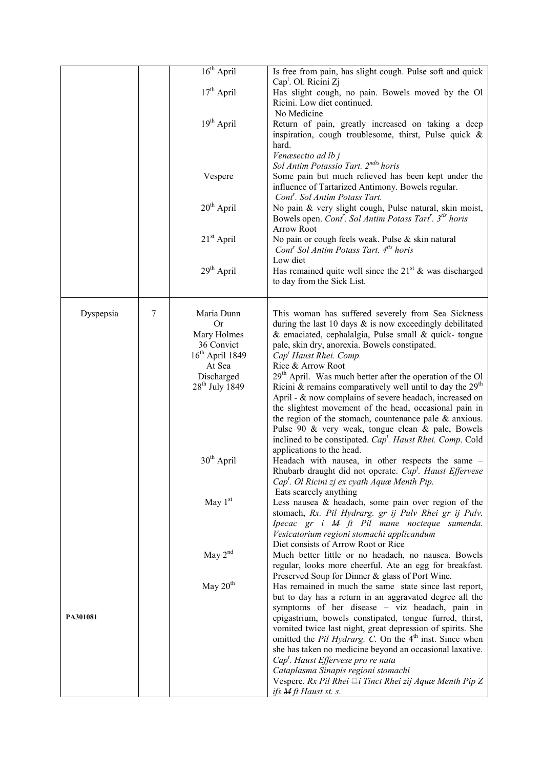| | | | |
|---|---|---|---|
| | | 16th April | Is free from pain, has slight cough. Pulse soft and quick Capt. Ol. Ricini Ʒj |
| | | 17th April | Has slight cough, no pain. Bowels moved by the Ol Ricini. Low diet continued. No Medicine |
| | | 19th April | Return of pain, greatly increased on taking a deep inspiration, cough troublesome, thirst, Pulse quick & hard. *Venæsectio ad lb j* *Sol Antim Potassio Tart. 2ndis horis* |
| | | Vespere | Some pain but much relieved has been kept under the influence of Tartarized Antimony. Bowels regular. *Contr. Sol Antim Potass Tart.* |
| | | 20th April | No pain & very slight cough, Pulse natural, skin moist, Bowels open. *Contr. Sol Antim Potass Tart. 3tis horis* Arrow Root |
| | | 21st April | No pain or cough feels weak. Pulse & skin natural *Contr Sol Antim Potass Tart. 4tis horis* Low diet |
| | | 29th April | Has remained quite well since the 21st & was discharged to day from the Sick List. |
| Dyspepsia | 7 | Maria Dunn Or Mary Holmes 36 Convict 16th April 1849 At Sea Discharged 28th July 1849 | This woman has suffered severely from Sea Sickness during the last 10 days & is now exceedingly debilitated & emaciated, cephalalgia, Pulse small & quick- tongue pale, skin dry, anorexia. Bowels constipated. *Capt Haust Rhei. Comp.* Rice & Arrow Root 29th April. Was much better after the operation of the Ol Ricini & remains comparatively well until to day the 29th April - & now complains of severe headach, increased on the slightest movement of the head, occasional pain in the region of the stomach, countenance pale & anxious. Pulse 90 & very weak, tongue clean & pale, Bowels inclined to be constipated. *Capt. Haust Rhei. Comp*. Cold applications to the head. |
| | | 30th April | Headach with nausea, in other respects the same – Rhubarb draught did not operate. *Capt. Haust Effervese Capt. Ol Ricini zj ex cyath Aquæ Menth Pip.* Eats scarcely anything |
| | | May 1st | Less nausea & headach, some pain over region of the stomach, *Rx. Pil Hydrarg. gr ij Pulv Rhei gr ij Pulv. Ipecac gr i ~~M~~ ft Pil mane nocteque sumenda. Vesicatorium regioni stomachi applicandum* Diet consists of Arrow Root or Rice |
| | | May 2nd | Much better little or no headach, no nausea. Bowels regular, looks more cheerful. Ate an egg for breakfast. Preserved Soup for Dinner & glass of Port Wine. |
| PA301081 | | May 20th | Has remained in much the same state since last report, but to day has a return in an aggravated degree all the symptoms of her disease – viz headach, pain in epigastrium, bowels constipated, tongue furred, thirst, vomited twice last night, great depression of spirits. She omitted the *Pil Hydrarg. C.* On the 4th inst. Since when she has taken no medicine beyond an occasional laxative. *Capt. Haust Effervese pro re nata* *Cataplasma Sinapis regioni stomachi* Vespere. *Rx Pil Rhei ℈i Tinct Rhei zij Aquæ Menth Pip Z ifs ~~M~~ ft Haust st. s.* |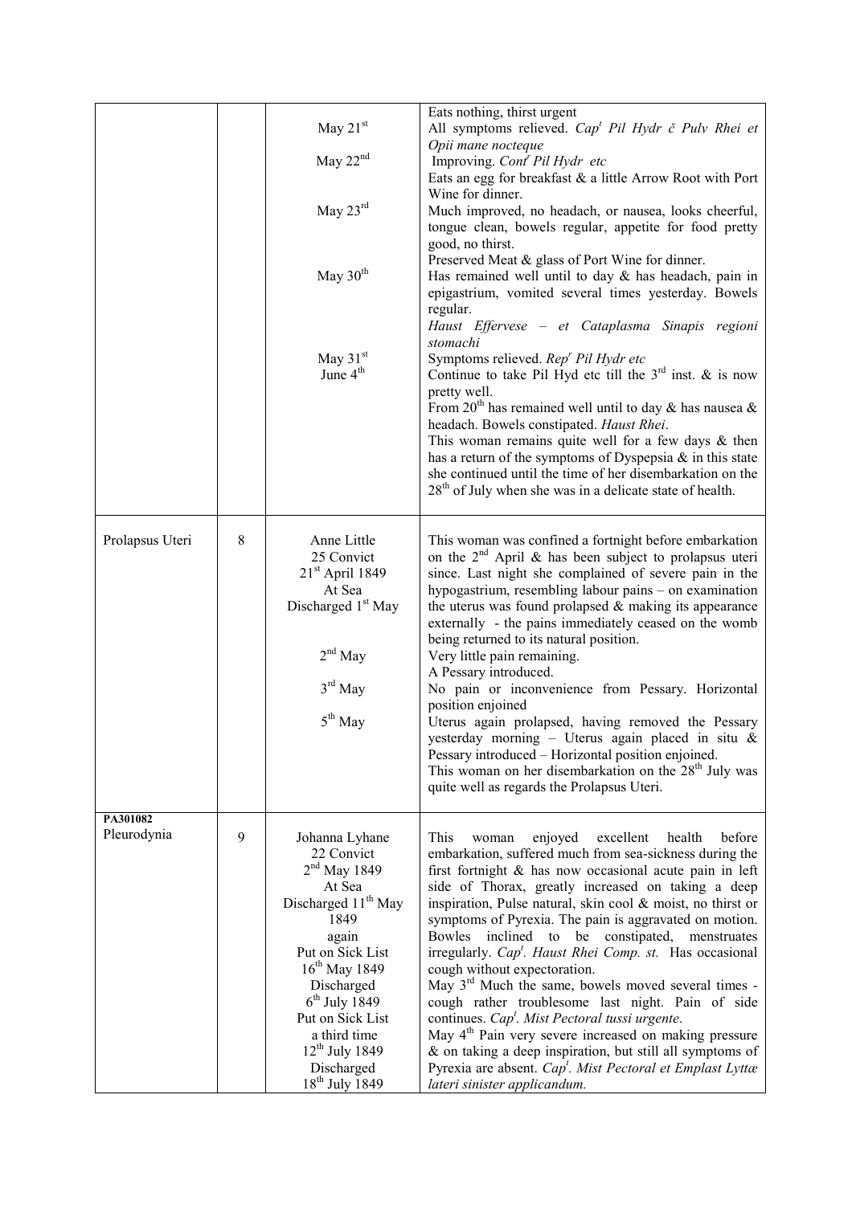| | | | |
|---|---|---|---|
| | | May 21st<br><br>May 22nd<br><br><br>May 23rd<br><br><br><br>May 30th<br><br><br><br><br>May 31st<br>June 4th | Eats nothing, thirst urgent<br>All symptoms relieved. *Capt Pil Hydr č Pulv Rhei et Opii mane nocteque*<br>Improving. *Contr Pil Hydr etc*<br>Eats an egg for breakfast & a little Arrow Root with Port Wine for dinner.<br>Much improved, no headach, or nausea, looks cheerful, tongue clean, bowels regular, appetite for food pretty good, no thirst.<br>Preserved Meat & glass of Port Wine for dinner.<br>Has remained well until to day & has headach, pain in epigastrium, vomited several times yesterday. Bowels regular.<br>*Haust Effervesc – et Cataplasma Sinapis regioni stomachi*<br>Symptoms relieved. *Repr Pil Hydr etc*<br>Continue to take Pil Hyd etc till the 3rd inst. & is now pretty well.<br>From 20th has remained well until to day & has nausea & headach. Bowels constipated. *Haust Rhei*.<br>This woman remains quite well for a few days & then has a return of the symptoms of Dyspepsia & in this state she continued until the time of her disembarkation on the 28th of July when she was in a delicate state of health. |
| Prolapsus Uteri | 8 | Anne Little<br>25 Convict<br>21st April 1849<br>At Sea<br>Discharged 1st May<br><br><br><br>2nd May<br><br>3rd May<br><br>5th May | This woman was confined a fortnight before embarkation on the 2nd April & has been subject to prolapsus uteri since. Last night she complained of severe pain in the hypogastrium, resembling labour pains – on examination the uterus was found prolapsed & making its appearance externally - the pains immediately ceased on the womb being returned to its natural position.<br>Very little pain remaining.<br>A Pessary introduced.<br>No pain or inconvenience from Pessary. Horizontal position enjoined<br>Uterus again prolapsed, having removed the Pessary yesterday morning – Uterus again placed in situ & Pessary introduced – Horizontal position enjoined.<br>This woman on her disembarkation on the 28th July was quite well as regards the Prolapsus Uteri. |
| **PA301082**<br>Pleurodynia | 9 | Johanna Lyhane<br>22 Convict<br>2nd May 1849<br>At Sea<br>Discharged 11th May 1849<br>again<br>Put on Sick List<br>16th May 1849<br>Discharged<br>6th July 1849<br>Put on Sick List<br>a third time<br>12th July 1849<br>Discharged<br>18th July 1849 | This woman enjoyed excellent health before embarkation, suffered much from sea-sickness during the first fortnight & has now occasional acute pain in left side of Thorax, greatly increased on taking a deep inspiration, Pulse natural, skin cool & moist, no thirst or symptoms of Pyrexia. The pain is aggravated on motion. Bowles inclined to be constipated, menstruates irregularly. *Capt. Haust Rhei Comp. st.* Has occasional cough without expectoration.<br>May 3rd Much the same, bowels moved several times - cough rather troublesome last night. Pain of side continues. *Capt. Mist Pectoral tussi urgente*.<br>May 4th Pain very severe increased on making pressure & on taking a deep inspiration, but still all symptoms of Pyrexia are absent. *Capt. Mist Pectoral et Emplast Lyttæ lateri sinister applicandum.* |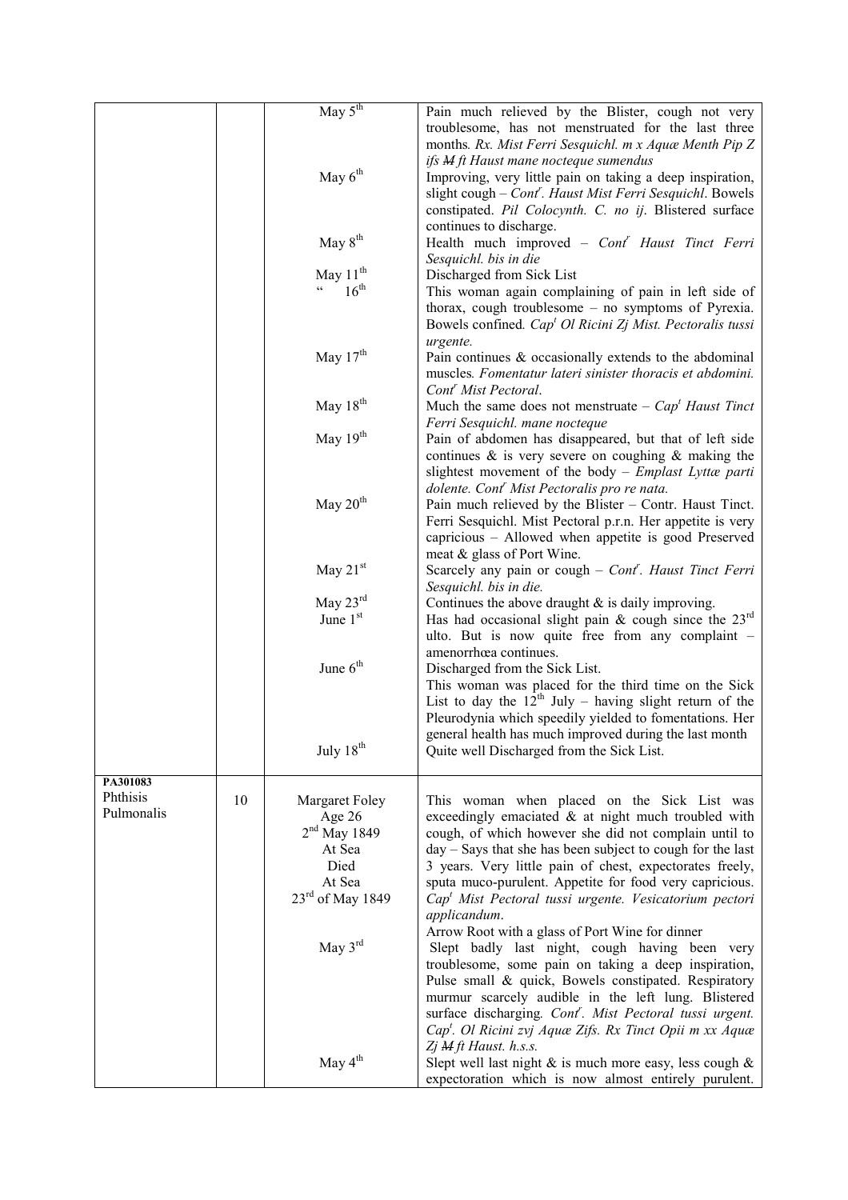| | | | |
|---|---|---|---|
| | | May 5th | Pain much relieved by the Blister, cough not very troublesome, has not menstruated for the last three months. *Rx. Mist Ferri Sesquichl. m x Aquæ Menth Pip Z ifs M ft Haust mane nocteque sumendus* |
| | | May 6th | Improving, very little pain on taking a deep inspiration, slight cough – *Contr. Haust Mist Ferri Sesquichl*. Bowels constipated. *Pil Colocynth. C. no ij*. Blistered surface continues to discharge. |
| | | May 8th | Health much improved – *Contr Haust Tinct Ferri Sesquichl. bis in die* |
| | | May 11th | Discharged from Sick List |
| | | " 16th | This woman again complaining of pain in left side of thorax, cough troublesome – no symptoms of Pyrexia. Bowels confined. *Capt Ol Ricini Zj Mist. Pectoralis tussi urgente.* |
| | | May 17th | Pain continues & occasionally extends to the abdominal muscles. *Fomentatur lateri sinister thoracis et abdomini. Contr Mist Pectoral*. |
| | | May 18th | Much the same does not menstruate – *Capt Haust Tinct Ferri Sesquichl. mane nocteque* |
| | | May 19th | Pain of abdomen has disappeared, but that of left side continues & is very severe on coughing & making the slightest movement of the body – *Emplast Lyttæ parti dolente. Contr Mist Pectoralis pro re nata.* |
| | | May 20th | Pain much relieved by the Blister – Contr. Haust Tinct. Ferri Sesquichl. Mist Pectoral p.r.n. Her appetite is very capricious – Allowed when appetite is good Preserved meat & glass of Port Wine. |
| | | May 21st | Scarcely any pain or cough – *Contr. Haust Tinct Ferri Sesquichl. bis in die.* |
| | | May 23rd | Continues the above draught & is daily improving. |
| | | June 1st | Has had occasional slight pain & cough since the 23rd ulto. But is now quite free from any complaint – amenorrhœa continues. |
| | | June 6th | Discharged from the Sick List. This woman was placed for the third time on the Sick List to day the 12th July – having slight return of the Pleurodynia which speedily yielded to fomentations. Her general health has much improved during the last month |
| | | July 18th | Quite well Discharged from the Sick List. |
| **PA301083** Phthisis Pulmonalis | 10 | Margaret Foley Age 26 2nd May 1849 At Sea Died At Sea 23rd of May 1849 | This woman when placed on the Sick List was exceedingly emaciated & at night much troubled with cough, of which however she did not complain until to day – Says that she has been subject to cough for the last 3 years. Very little pain of chest, expectorates freely, sputa muco-purulent. Appetite for food very capricious. *Capt Mist Pectoral tussi urgente. Vesicatorium pectori applicandum*. Arrow Root with a glass of Port Wine for dinner |
| | | May 3rd | Slept badly last night, cough having been very troublesome, some pain on taking a deep inspiration, Pulse small & quick, Bowels constipated. Respiratory murmur scarcely audible in the left lung. Blistered surface discharging. *Contr. Mist Pectoral tussi urgent. Capt. Ol Ricini zvj Aquæ Zifs. Rx Tinct Opii m xx Aquæ Zj M ft Haust. h.s.s.* |
| | | May 4th | Slept well last night & is much more easy, less cough & expectoration which is now almost entirely purulent. |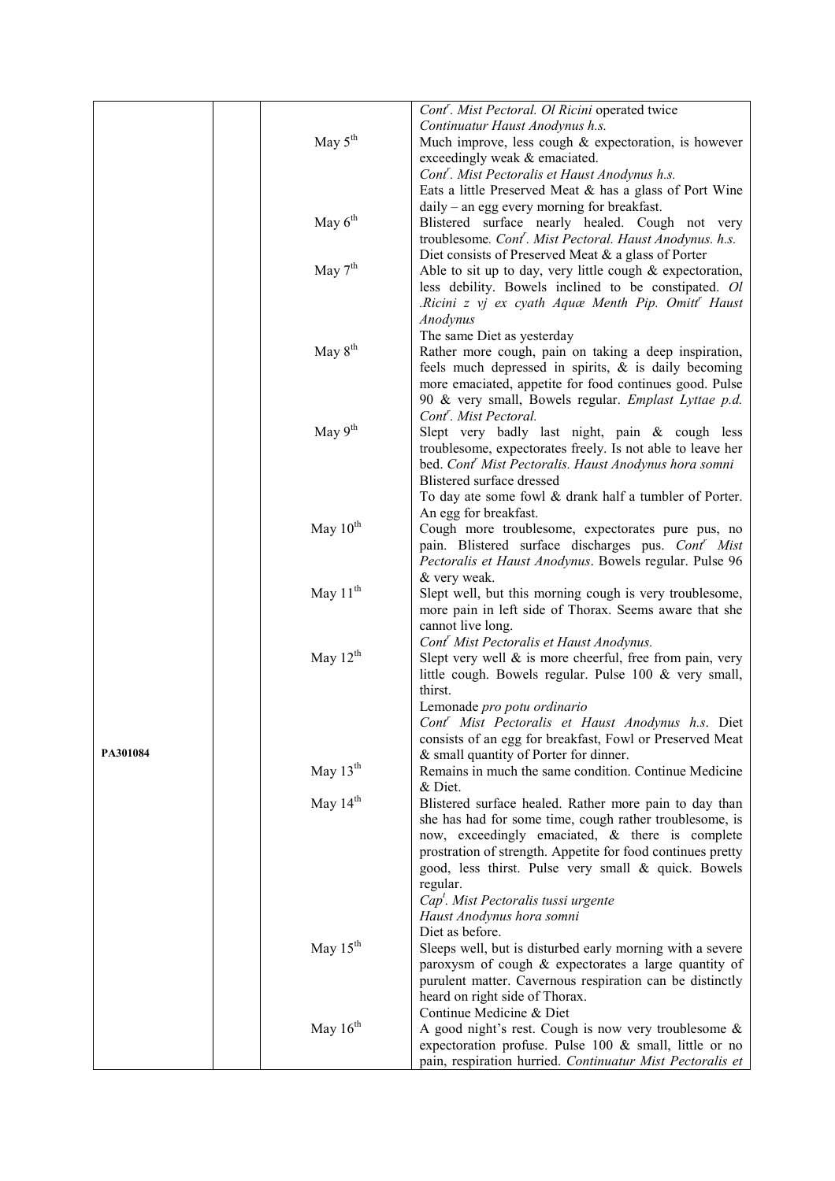| | | | |
|---|---|---|---|
| PA301084 | | | *Cont$^r$. Mist Pectoral. Ol Ricini* operated twice<br>*Continuatur Haust Anodynus h.s.* |
| | | May 5$^{th}$ | Much improve, less cough & expectoration, is however exceedingly weak & emaciated.<br>*Cont$^r$. Mist Pectoralis et Haust Anodynus h.s.*<br>Eats a little Preserved Meat & has a glass of Port Wine daily – an egg every morning for breakfast. |
| | | May 6$^{th}$ | Blistered surface nearly healed. Cough not very troublesome. *Cont$^r$. Mist Pectoral. Haust Anodynus. h.s.*<br>Diet consists of Preserved Meat & a glass of Porter |
| | | May 7$^{th}$ | Able to sit up to day, very little cough & expectoration, less debility. Bowels inclined to be constipated. *Ol .Ricini z vj ex cyath Aquæ Menth Pip. Omitt$^r$ Haust Anodynus*<br>The same Diet as yesterday |
| | | May 8$^{th}$ | Rather more cough, pain on taking a deep inspiration, feels much depressed in spirits, & is daily becoming more emaciated, appetite for food continues good. Pulse 90 & very small, Bowels regular. *Emplast Lyttae p.d. Cont$^r$. Mist Pectoral.* |
| | | May 9$^{th}$ | Slept very badly last night, pain & cough less troublesome, expectorates freely. Is not able to leave her bed. *Cont$^r$ Mist Pectoralis. Haust Anodynus hora somni*<br>Blistered surface dressed<br>To day ate some fowl & drank half a tumbler of Porter. An egg for breakfast. |
| | | May 10$^{th}$ | Cough more troublesome, expectorates pure pus, no pain. Blistered surface discharges pus. *Cont$^r$ Mist Pectoralis et Haust Anodynus*. Bowels regular. Pulse 96 & very weak. |
| | | May 11$^{th}$ | Slept well, but this morning cough is very troublesome, more pain in left side of Thorax. Seems aware that she cannot live long.<br>*Cont$^r$ Mist Pectoralis et Haust Anodynus.* |
| | | May 12$^{th}$ | Slept very well & is more cheerful, free from pain, very little cough. Bowels regular. Pulse 100 & very small, thirst.<br>Lemonade *pro potu ordinario*<br>*Cont$^r$ Mist Pectoralis et Haust Anodynus h.s*. Diet consists of an egg for breakfast, Fowl or Preserved Meat & small quantity of Porter for dinner. |
| | | May 13$^{th}$ | Remains in much the same condition. Continue Medicine & Diet. |
| | | May 14$^{th}$ | Blistered surface healed. Rather more pain to day than she has had for some time, cough rather troublesome, is now, exceedingly emaciated, & there is complete prostration of strength. Appetite for food continues pretty good, less thirst. Pulse very small & quick. Bowels regular.<br>*Cap$^t$. Mist Pectoralis tussi urgente*<br>*Haust Anodynus hora somni*<br>Diet as before. |
| | | May 15$^{th}$ | Sleeps well, but is disturbed early morning with a severe paroxysm of cough & expectorates a large quantity of purulent matter. Cavernous respiration can be distinctly heard on right side of Thorax.<br>Continue Medicine & Diet |
| | | May 16$^{th}$ | A good night's rest. Cough is now very troublesome & expectoration profuse. Pulse 100 & small, little or no pain, respiration hurried. *Continuatur Mist Pectoralis et* |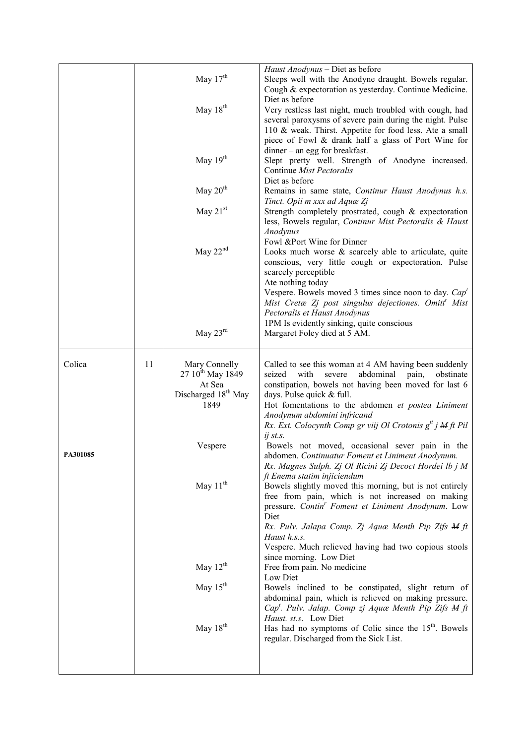| | | | |
|---|---|---|---|
| | | | *Haust Anodynus* – Diet as before |
| | | May 17[th] | Sleeps well with the Anodyne draught. Bowels regular. Cough & expectoration as yesterday. Continue Medicine. Diet as before |
| | | May 18[th] | Very restless last night, much troubled with cough, had several paroxysms of severe pain during the night. Pulse 110 & weak. Thirst. Appetite for food less. Ate a small piece of Fowl & drank half a glass of Port Wine for dinner – an egg for breakfast. |
| | | May 19[th] | Slept pretty well. Strength of Anodyne increased. Continue *Mist Pectoralis* Diet as before |
| | | May 20[th] | Remains in same state, *Continur Haust Anodynus h.s. Tinct. Opii m xxx ad Aquæ Zj* |
| | | May 21[st] | Strength completely prostrated, cough & expectoration less, Bowels regular, *Continur Mist Pectoralis & Haust Anodynus* Fowl &Port Wine for Dinner |
| | | May 22[nd] | Looks much worse & scarcely able to articulate, quite conscious, very little cough or expectoration. Pulse scarcely perceptible Ate nothing today Vespere. Bowels moved 3 times since noon to day. *Cap[t] Mist Cretæ Zj post singulus dejectiones. Omitt[r] Mist Pectoralis et Haust Anodynus* 1PM Is evidently sinking, quite conscious |
| | | May 23[rd] | Margaret Foley died at 5 AM. |
| Colica PA301085 | 11 | Mary Connelly 27 10[th] May 1849 At Sea Discharged 18[th] May 1849 | Called to see this woman at 4 AM having been suddenly seized with severe abdominal pain, obstinate constipation, bowels not having been moved for last 6 days. Pulse quick & full. Hot fomentations to the abdomen *et postea Liniment Anodynum abdomini infricand* *Rx. Ext. Colocynth Comp gr viij Ol Crotonis g[tt] j ~~M~~ ft Pil ij st.s.* |
| | | Vespere | Bowels not moved, occasional sever pain in the abdomen. *Continuatur Foment et Liniment Anodynum. Rx. Magnes Sulph. Zj Ol Ricini Zj Decoct Hordei lb j M ft Enema statim injiciendum* |
| | | May 11[th] | Bowels slightly moved this morning, but is not entirely free from pain, which is not increased on making pressure. *Contin[r] Foment et Liniment Anodynum*. Low Diet *Rx. Pulv. Jalapa Comp. Zj Aquæ Menth Pip Zifs ~~M~~ ft Haust h.s.s.* Vespere. Much relieved having had two copious stools since morning. Low Diet |
| | | May 12[th] | Free from pain. No medicine Low Diet |
| | | May 15[th] | Bowels inclined to be constipated, slight return of abdominal pain, which is relieved on making pressure. *Cap[t]. Pulv. Jalap. Comp zj Aquæ Menth Pip Zifs ~~M~~ ft Haust. st.s.* Low Diet |
| | | May 18[th] | Has had no symptoms of Colic since the 15[th]. Bowels regular. Discharged from the Sick List. |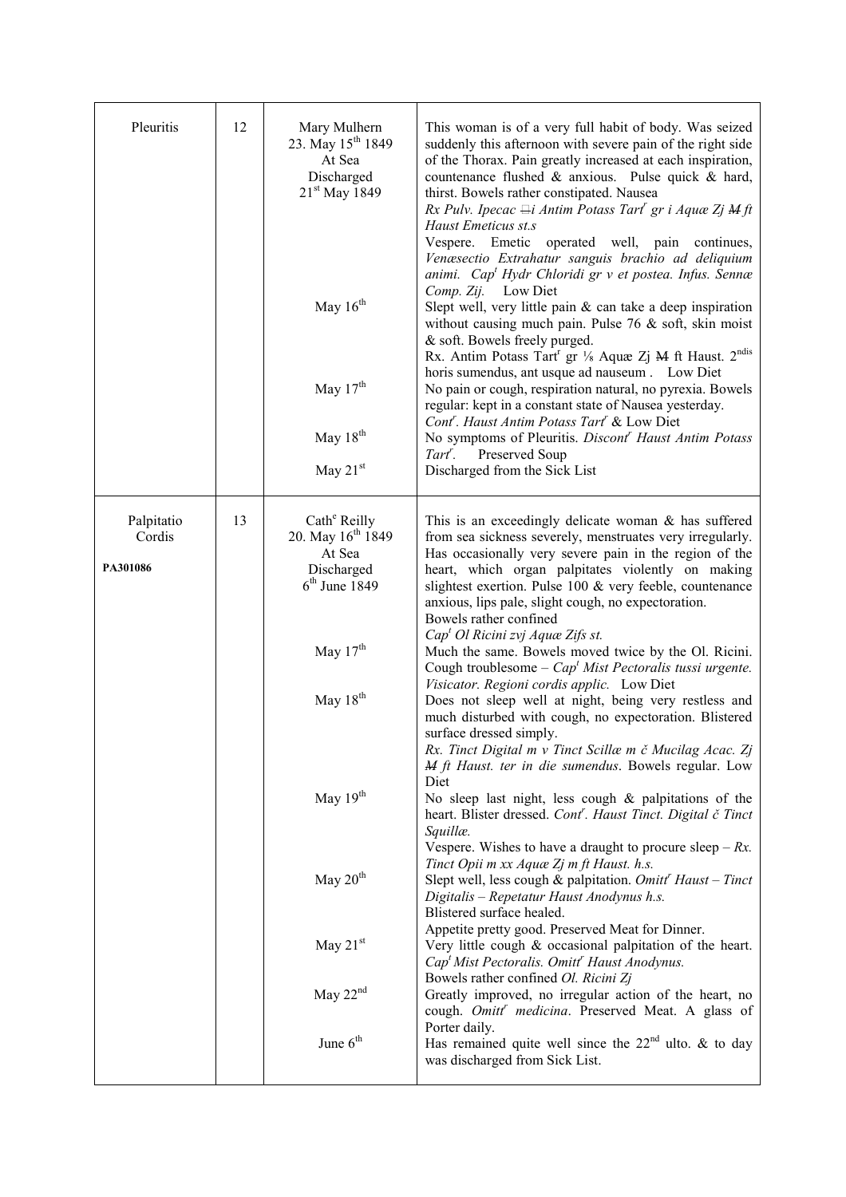| | | | |
|---|---|---|---|
| Pleuritis | 12 | Mary Mulhern<br>23. May 15th 1849<br>At Sea<br>Discharged<br>21st May 1849 | This woman is of a very full habit of body. Was seized suddenly this afternoon with severe pain of the right side of the Thorax. Pain greatly increased at each inspiration, countenance flushed & anxious. Pulse quick & hard, thirst. Bowels rather constipated. Nausea<br>*Rx Pulv. Ipecac ℈i Antim Potass Tartr gr i Aquæ Ʒj ~~M~~ ft Haust Emeticus st.s*<br>Vespere. Emetic operated well, pain continues, *Venæsectio Extrahatur sanguis brachio ad deliquium animi. Capt Hydr Chloridi gr v et postea. Infus. Sennæ Comp. Ʒij.* Low Diet |
| | | May 16th | Slept well, very little pain & can take a deep inspiration without causing much pain. Pulse 76 & soft, skin moist & soft. Bowels freely purged.<br>Rx. Antim Potass Tartr gr ⅛ Aquæ Ʒj ~~M~~ ft Haust. 2ndis horis sumendus, ant usque ad nauseum . Low Diet |
| | | May 17th | No pain or cough, respiration natural, no pyrexia. Bowels regular: kept in a constant state of Nausea yesterday.<br>*Contr. Haust Antim Potass Tartr* & Low Diet |
| | | May 18th | No symptoms of Pleuritis. *Discontr Haust Antim Potass Tartr.* Preserved Soup |
| | | May 21st | Discharged from the Sick List |
| Palpitatio Cordis<br><br>**PA301086** | 13 | Cathe Reilly<br>20. May 16th 1849<br>At Sea<br>Discharged<br>6th June 1849 | This is an exceedingly delicate woman & has suffered from sea sickness severely, menstruates very irregularly. Has occasionally very severe pain in the region of the heart, which organ palpitates violently on making slightest exertion. Pulse 100 & very feeble, countenance anxious, lips pale, slight cough, no expectoration.<br>Bowels rather confined<br>*Capt Ol Ricini ℥vj Aquæ Ʒifs st.* |
| | | May 17th | Much the same. Bowels moved twice by the Ol. Ricini. Cough troublesome – *Capt Mist Pectoralis tussi urgente. Visicator. Regioni cordis applic.* Low Diet |
| | | May 18th | Does not sleep well at night, being very restless and much disturbed with cough, no expectoration. Blistered surface dressed simply.<br>*Rx. Tinct Digital m v Tinct Scillæ m č Mucilag Acac. Ʒj ~~M~~ ft Haust. ter in die sumendus*. Bowels regular. Low Diet |
| | | May 19th | No sleep last night, less cough & palpitations of the heart. Blister dressed. *Contr. Haust Tinct. Digital č Tinct Squillæ.*<br>Vespere. Wishes to have a draught to procure sleep – *Rx. Tinct Opii m xx Aquæ Ʒj m ft Haust. h.s.* |
| | | May 20th | Slept well, less cough & palpitation. *Omittr Haust – Tinct Digitalis – Repetatur Haust Anodynus h.s.*<br>Blistered surface healed.<br>Appetite pretty good. Preserved Meat for Dinner. |
| | | May 21st | Very little cough & occasional palpitation of the heart. *Capt Mist Pectoralis. Omittr Haust Anodynus.*<br>Bowels rather confined *Ol. Ricini Ʒj* |
| | | May 22nd | Greatly improved, no irregular action of the heart, no cough. *Omittr medicina*. Preserved Meat. A glass of Porter daily. |
| | | June 6th | Has remained quite well since the 22nd ulto. & to day was discharged from Sick List. |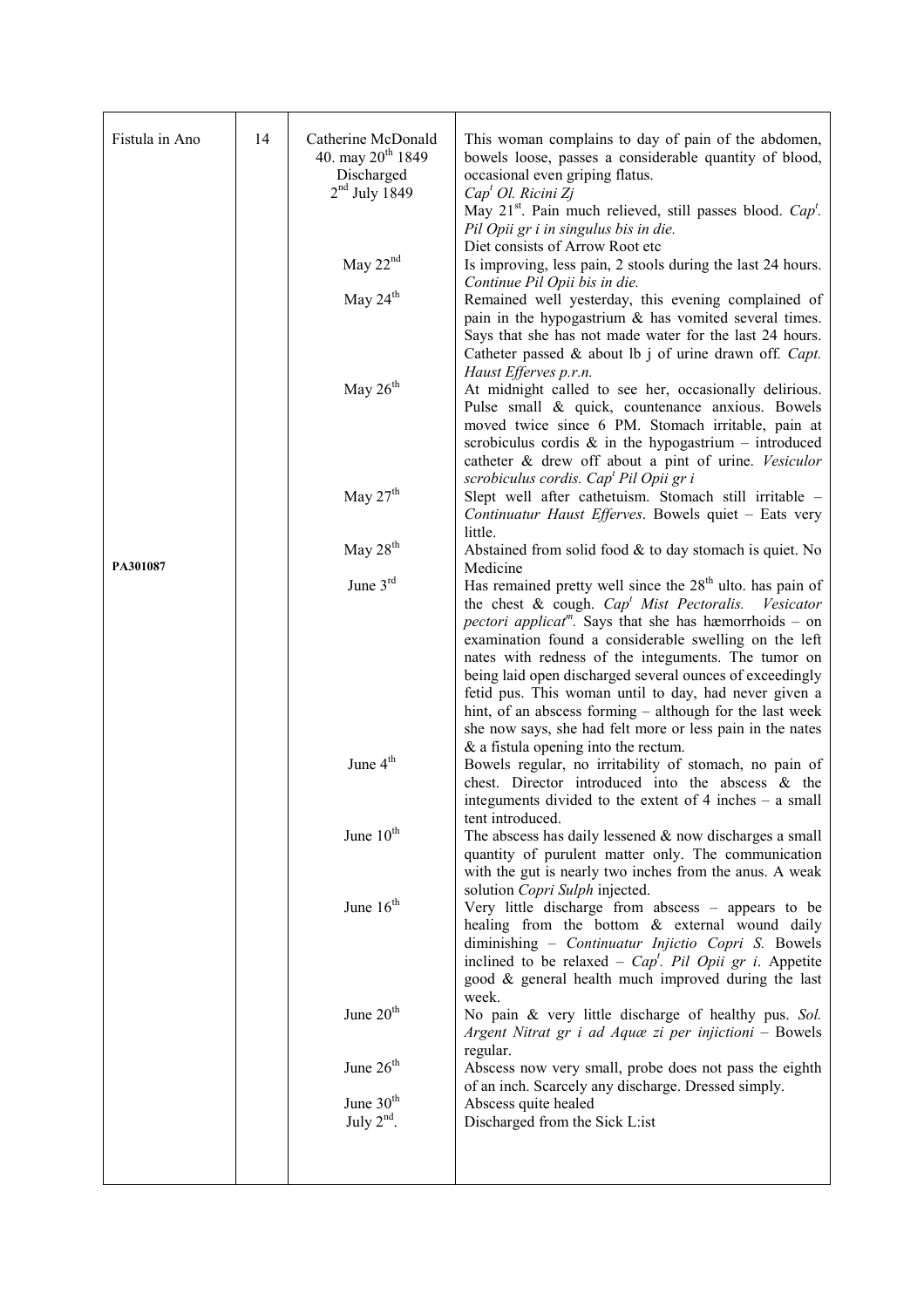| | | | |
|---|---|---|---|
| Fistula in Ano | 14 | Catherine McDonald 40. may 20th 1849 Discharged 2nd July 1849 | This woman complains to day of pain of the abdomen, bowels loose, passes a considerable quantity of blood, occasional even griping flatus. *Capt Ol. Ricini Zj* May 21st. Pain much relieved, still passes blood. *Capt. Pil Opii gr i in singulus bis in die.* Diet consists of Arrow Root etc |
| | | May 22nd | Is improving, less pain, 2 stools during the last 24 hours. *Continue Pil Opii bis in die.* |
| | | May 24th | Remained well yesterday, this evening complained of pain in the hypogastrium & has vomited several times. Says that she has not made water for the last 24 hours. Catheter passed & about lb j of urine drawn off. *Capt. Haust Efferves p.r.n.* |
| | | May 26th | At midnight called to see her, occasionally delirious. Pulse small & quick, countenance anxious. Bowels moved twice since 6 PM. Stomach irritable, pain at scrobiculus cordis & in the hypogastrium – introduced catheter & drew off about a pint of urine. *Vesiculor scrobiculus cordis. Capt Pil Opii gr i* |
| | | May 27th | Slept well after cathetuism. Stomach still irritable – *Continuatur Haust Efferves*. Bowels quiet – Eats very little. |
| PA301087 | | May 28th | Abstained from solid food & to day stomach is quiet. No Medicine |
| | | June 3rd | Has remained pretty well since the 28th ulto. has pain of the chest & cough. *Capt Mist Pectoralis. Vesicator pectori applicatm*. Says that she has hæmorrhoids – on examination found a considerable swelling on the left nates with redness of the integuments. The tumor on being laid open discharged several ounces of exceedingly fetid pus. This woman until to day, had never given a hint, of an abscess forming – although for the last week she now says, she had felt more or less pain in the nates & a fistula opening into the rectum. |
| | | June 4th | Bowels regular, no irritability of stomach, no pain of chest. Director introduced into the abscess & the integuments divided to the extent of 4 inches – a small tent introduced. |
| | | June 10th | The abscess has daily lessened & now discharges a small quantity of purulent matter only. The communication with the gut is nearly two inches from the anus. A weak solution *Copri Sulph* injected. |
| | | June 16th | Very little discharge from abscess – appears to be healing from the bottom & external wound daily diminishing – *Continuatur Injictio Copri S.* Bowels inclined to be relaxed – *Capt. Pil Opii gr i*. Appetite good & general health much improved during the last week. |
| | | June 20th | No pain & very little discharge of healthy pus. *Sol. Argent Nitrat gr i ad Aquæ zi per injictioni* – Bowels regular. |
| | | June 26th | Abscess now very small, probe does not pass the eighth of an inch. Scarcely any discharge. Dressed simply. |
| | | June 30th | Abscess quite healed |
| | | July 2nd. | Discharged from the Sick L:ist |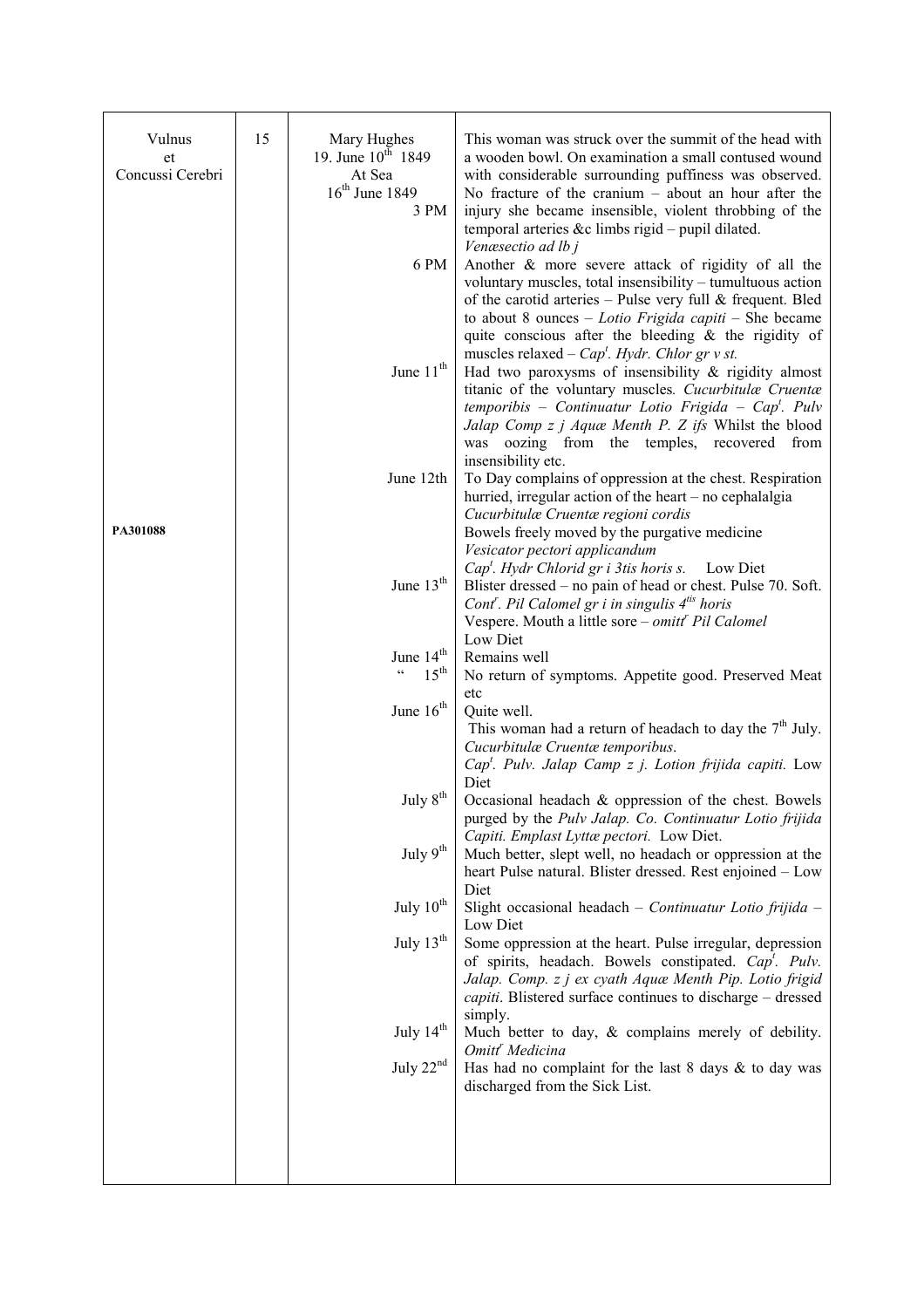| | | | |
|---|---|---|---|
| Vulnus et Concussi Cerebri<br><br>**PA301088** | 15 | Mary Hughes<br>19. June 10th 1849<br>At Sea<br>16th June 1849<br>3 PM | This woman was struck over the summit of the head with a wooden bowl. On examination a small contused wound with considerable surrounding puffiness was observed. No fracture of the cranium – about an hour after the injury she became insensible, violent throbbing of the temporal arteries &c limbs rigid – pupil dilated. *Venæsectio ad lb j* |
| | | 6 PM | Another & more severe attack of rigidity of all the voluntary muscles, total insensibility – tumultuous action of the carotid arteries – Pulse very full & frequent. Bled to about 8 ounces – *Lotio Frigida capiti* – She became quite conscious after the bleeding & the rigidity of muscles relaxed – *Capt. Hydr. Chlor gr v st.* |
| | | June 11th | Had two paroxysms of insensibility & rigidity almost titanic of the voluntary muscles. *Cucurbitulæ Cruentæ temporibis – Continuatur Lotio Frigida – Capt. Pulv Jalap Comp z j Aquæ Menth P. Z ifs* Whilst the blood was oozing from the temples, recovered from insensibility etc. |
| | | June 12th | To Day complains of oppression at the chest. Respiration hurried, irregular action of the heart – no cephalalgia<br>*Cucurbitulæ Cruentæ regioni cordis*<br>Bowels freely moved by the purgative medicine<br>*Vesicator pectori applicandum*<br>*Capt. Hydr Chlorid gr i 3tis horis s.* Low Diet |
| | | June 13th | Blister dressed – no pain of head or chest. Pulse 70. Soft. *Contr. Pil Calomel gr i in singulis 4tis horis*<br>Vespere. Mouth a little sore – *omittr Pil Calomel*<br>Low Diet |
| | | June 14th | Remains well |
| | | " 15th | No return of symptoms. Appetite good. Preserved Meat etc |
| | | June 16th | Quite well.<br>This woman had a return of headach to day the 7th July. *Cucurbitulæ Cruentæ temporibus*.<br>*Capt. Pulv. Jalap Camp z j. Lotion frijida capiti.* Low Diet |
| | | July 8th | Occasional headach & oppression of the chest. Bowels purged by the *Pulv Jalap. Co. Continuatur Lotio frijida Capiti. Emplast Lyttæ pectori.* Low Diet. |
| | | July 9th | Much better, slept well, no headach or oppression at the heart Pulse natural. Blister dressed. Rest enjoined – Low Diet |
| | | July 10th | Slight occasional headach – *Continuatur Lotio frijida* – Low Diet |
| | | July 13th | Some oppression at the heart. Pulse irregular, depression of spirits, headach. Bowels constipated. *Capt. Pulv. Jalap. Comp. z j ex cyath Aquæ Menth Pip. Lotio frigid capiti*. Blistered surface continues to discharge – dressed simply. |
| | | July 14th | Much better to day, & complains merely of debility. *Omittr Medicina* |
| | | July 22nd | Has had no complaint for the last 8 days & to day was discharged from the Sick List. |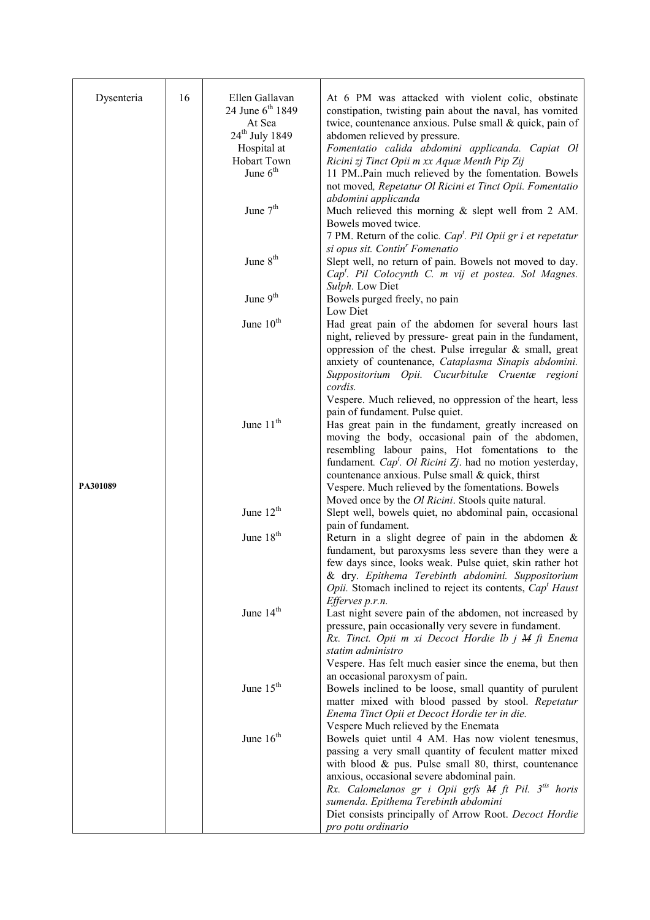| | | | |
|---|---|---|---|
| Dysenteria | 16 | Ellen Gallavan<br>24 June 6th 1849<br>At Sea<br>24th July 1849<br>Hospital at Hobart Town<br>June 6th | At 6 PM was attacked with violent colic, obstinate constipation, twisting pain about the naval, has vomited twice, countenance anxious. Pulse small & quick, pain of abdomen relieved by pressure.<br>*Fomentatio calida abdomini applicanda. Capiat Ol Ricini zj Tinct Opii m xx Aquæ Menth Pip Zij*<br>11 PM..Pain much relieved by the fomentation. Bowels not moved*, Repetatur Ol Ricini et Tinct Opii. Fomentatio abdomini applicanda* |
| | | June 7th | Much relieved this morning & slept well from 2 AM. Bowels moved twice.<br>7 PM. Return of the colic. *Capt. Pil Opii gr i et repetatur si opus sit. Continr Fomenatio* |
| | | June 8th | Slept well, no return of pain. Bowels not moved to day. *Capt. Pil Colocynth C. m vij et postea. Sol Magnes. Sulph.* Low Diet |
| | | June 9th | Bowels purged freely, no pain<br>Low Diet |
| | | June 10th | Had great pain of the abdomen for several hours last night, relieved by pressure- great pain in the fundament, oppression of the chest. Pulse irregular & small, great anxiety of countenance, *Cataplasma Sinapis abdomini. Suppositorium Opii. Cucurbitulæ Cruentæ regioni cordis.*<br>Vespere. Much relieved, no oppression of the heart, less pain of fundament. Pulse quiet. |
| PA301089 | | June 11th | Has great pain in the fundament, greatly increased on moving the body, occasional pain of the abdomen, resembling labour pains, Hot fomentations to the fundament*. Capt. Ol Ricini Zj*. had no motion yesterday, countenance anxious. Pulse small & quick, thirst<br>Vespere. Much relieved by the fomentations. Bowels Moved once by the *Ol Ricini*. Stools quite natural. |
| | | June 12th | Slept well, bowels quiet, no abdominal pain, occasional pain of fundament. |
| | | June 18th | Return in a slight degree of pain in the abdomen & fundament, but paroxysms less severe than they were a few days since, looks weak. Pulse quiet, skin rather hot & dry. *Epithema Terebinth abdomini. Suppositorium Opii.* Stomach inclined to reject its contents, *Capt Haust Efferves p.r.n.* |
| | | June 14th | Last night severe pain of the abdomen, not increased by pressure, pain occasionally very severe in fundament.<br>*Rx. Tinct. Opii m xi Decoct Hordie lb j ~~M~~ ft Enema statim administro*<br>Vespere. Has felt much easier since the enema, but then an occasional paroxysm of pain. |
| | | June 15th | Bowels inclined to be loose, small quantity of purulent matter mixed with blood passed by stool. *Repetatur Enema Tinct Opii et Decoct Hordie ter in die.*<br>Vespere Much relieved by the Enemata |
| | | June 16th | Bowels quiet until 4 AM. Has now violent tenesmus, passing a very small quantity of feculent matter mixed with blood & pus. Pulse small 80, thirst, countenance anxious, occasional severe abdominal pain.<br>*Rx. Calomelanos gr i Opii grfs ~~M~~ ft Pil. 3tis horis sumenda. Epithema Terebinth abdomini*<br>Diet consists principally of Arrow Root. *Decoct Hordie pro potu ordinario* |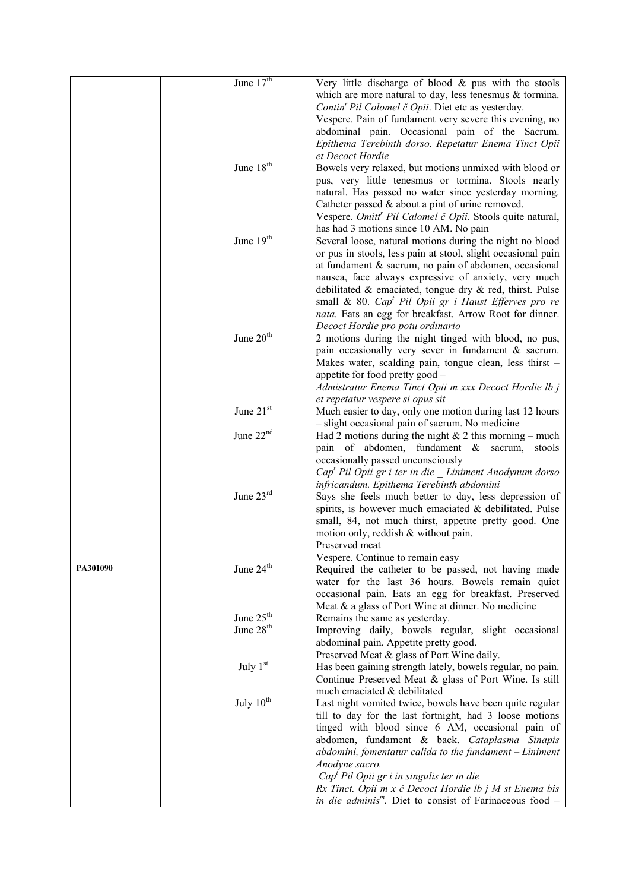| | | | |
|---|---|---|---|
| | | June 17th | Very little discharge of blood & pus with the stools which are more natural to day, less tenesmus & tormina. *Contin^r Pil Colomel č Opii*. Diet etc as yesterday. Vespere. Pain of fundament very severe this evening, no abdominal pain. Occasional pain of the Sacrum. *Epithema Terebinth dorso. Repetatur Enema Tinct Opii et Decoct Hordie* |
| | | June 18th | Bowels very relaxed, but motions unmixed with blood or pus, very little tenesmus or tormina. Stools nearly natural. Has passed no water since yesterday morning. Catheter passed & about a pint of urine removed. Vespere. *Omitt^r Pil Calomel č Opii*. Stools quite natural, has had 3 motions since 10 AM. No pain |
| | | June 19th | Several loose, natural motions during the night no blood or pus in stools, less pain at stool, slight occasional pain at fundament & sacrum, no pain of abdomen, occasional nausea, face always expressive of anxiety, very much debilitated & emaciated, tongue dry & red, thirst. Pulse small & 80. *Cap^t Pil Opii gr i Haust Efferves pro re nata.* Eats an egg for breakfast. Arrow Root for dinner. *Decoct Hordie pro potu ordinario* |
| | | June 20th | 2 motions during the night tinged with blood, no pus, pain occasionally very sever in fundament & sacrum. Makes water, scalding pain, tongue clean, less thirst – appetite for food pretty good – *Admistratur Enema Tinct Opii m xxx Decoct Hordie lb j et repetatur vespere si opus sit* |
| | | June 21st | Much easier to day, only one motion during last 12 hours – slight occasional pain of sacrum. No medicine |
| | | June 22nd | Had 2 motions during the night & 2 this morning – much pain of abdomen, fundament & sacrum, stools occasionally passed unconsciously *Cap^t Pil Opii gr i ter in die _ Liniment Anodynum dorso infricandum. Epithema Terebinth abdomini* |
| | | June 23rd | Says she feels much better to day, less depression of spirits, is however much emaciated & debilitated. Pulse small, 84, not much thirst, appetite pretty good. One motion only, reddish & without pain. Preserved meat Vespere. Continue to remain easy |
| PA301090 | | June 24th | Required the catheter to be passed, not having made water for the last 36 hours. Bowels remain quiet occasional pain. Eats an egg for breakfast. Preserved Meat & a glass of Port Wine at dinner. No medicine |
| | | June 25th | Remains the same as yesterday. |
| | | June 28th | Improving daily, bowels regular, slight occasional abdominal pain. Appetite pretty good. Preserved Meat & glass of Port Wine daily. |
| | | July 1st | Has been gaining strength lately, bowels regular, no pain. Continue Preserved Meat & glass of Port Wine. Is still much emaciated & debilitated |
| | | July 10th | Last night vomited twice, bowels have been quite regular till to day for the last fortnight, had 3 loose motions tinged with blood since 6 AM, occasional pain of abdomen, fundament & back. *Cataplasma Sinapis abdomini, fomentatur calida to the fundament – Liniment Anodyne sacro.* *Cap^t Pil Opii gr i in singulis ter in die* *Rx Tinct. Opii m x č Decoct Hordie lb j M st Enema bis in die adminis^m.* Diet to consist of Farinaceous food – |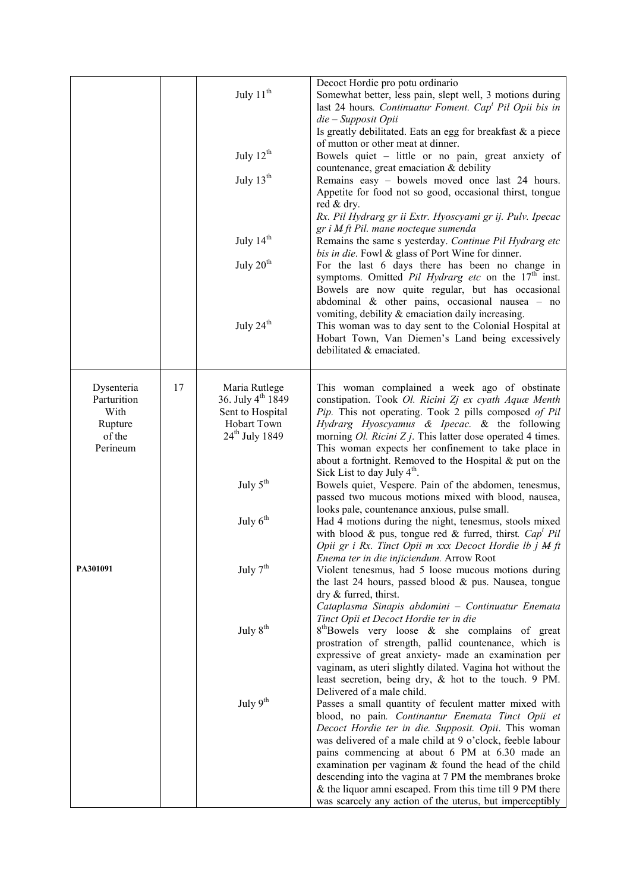| | | | |
|---|---|---|---|
| | | July 11[th] | Decoct Hordie pro potu ordinario<br>Somewhat better, less pain, slept well, 3 motions during last 24 hours. *Continuatur Foment. Capt Pil Opii bis in die – Supposit Opii*<br>Is greatly debilitated. Eats an egg for breakfast & a piece of mutton or other meat at dinner. |
| | | July 12[th] | Bowels quiet – little or no pain, great anxiety of countenance, great emaciation & debility |
| | | July 13[th] | Remains easy – bowels moved once last 24 hours. Appetite for food not so good, occasional thirst, tongue red & dry.<br>*Rx. Pil Hydrarg gr ii Extr. Hyoscyami gr ij. Pulv. Ipecac gr i ~~M~~ ft Pil. mane nocteque sumenda* |
| | | July 14[th] | Remains the same s yesterday. *Continue Pil Hydrarg etc bis in die*. Fowl & glass of Port Wine for dinner. |
| | | July 20[th] | For the last 6 days there has been no change in symptoms. Omitted *Pil Hydrarg etc* on the 17[th] inst. Bowels are now quite regular, but has occasional abdominal & other pains, occasional nausea – no vomiting, debility & emaciation daily increasing. |
| | | July 24[th] | This woman was to day sent to the Colonial Hospital at Hobart Town, Van Diemen's Land being excessively debilitated & emaciated. |
| Dysenteria Parturition With Rupture of the Perineum | 17 | Maria Rutlege<br>36. July 4[th] 1849<br>Sent to Hospital Hobart Town<br>24[th] July 1849 | This woman complained a week ago of obstinate constipation. Took *Ol. Ricini Zj ex cyath Aquæ Menth Pip.* This not operating. Took 2 pills composed *of Pil Hydrarg Hyoscyamus & Ipecac.* & the following morning *Ol. Ricini Z j*. This latter dose operated 4 times. This woman expects her confinement to take place in about a fortnight. Removed to the Hospital & put on the Sick List to day July 4[th]. |
| | | July 5[th] | Bowels quiet, Vespere. Pain of the abdomen, tenesmus, passed two mucous motions mixed with blood, nausea, looks pale, countenance anxious, pulse small. |
| | | July 6[th] | Had 4 motions during the night, tenesmus, stools mixed with blood & pus, tongue red & furred, thirst. *Capt Pil Opii gr i Rx. Tinct Opii m xxx Decoct Hordie lb j ~~M~~ ft Enema ter in die injiciendum.* Arrow Root |
| **PA301091** | | July 7[th] | Violent tenesmus, had 5 loose mucous motions during the last 24 hours, passed blood & pus. Nausea, tongue dry & furred, thirst.<br>*Cataplasma Sinapis abdomini – Continuatur Enemata Tinct Opii et Decoct Hordie ter in die* |
| | | July 8[th] | 8[th]Bowels very loose & she complains of great prostration of strength, pallid countenance, which is expressive of great anxiety- made an examination per vaginam, as uteri slightly dilated. Vagina hot without the least secretion, being dry, & hot to the touch. 9 PM. Delivered of a male child. |
| | | July 9[th] | Passes a small quantity of feculent matter mixed with blood, no pain*. Continantur Enemata Tinct Opii et Decoct Hordie ter in die. Supposit. Opii*. This woman was delivered of a male child at 9 o'clock, feeble labour pains commencing at about 6 PM at 6.30 made an examination per vaginam & found the head of the child descending into the vagina at 7 PM the membranes broke & the liquor amni escaped. From this time till 9 PM there was scarcely any action of the uterus, but imperceptibly |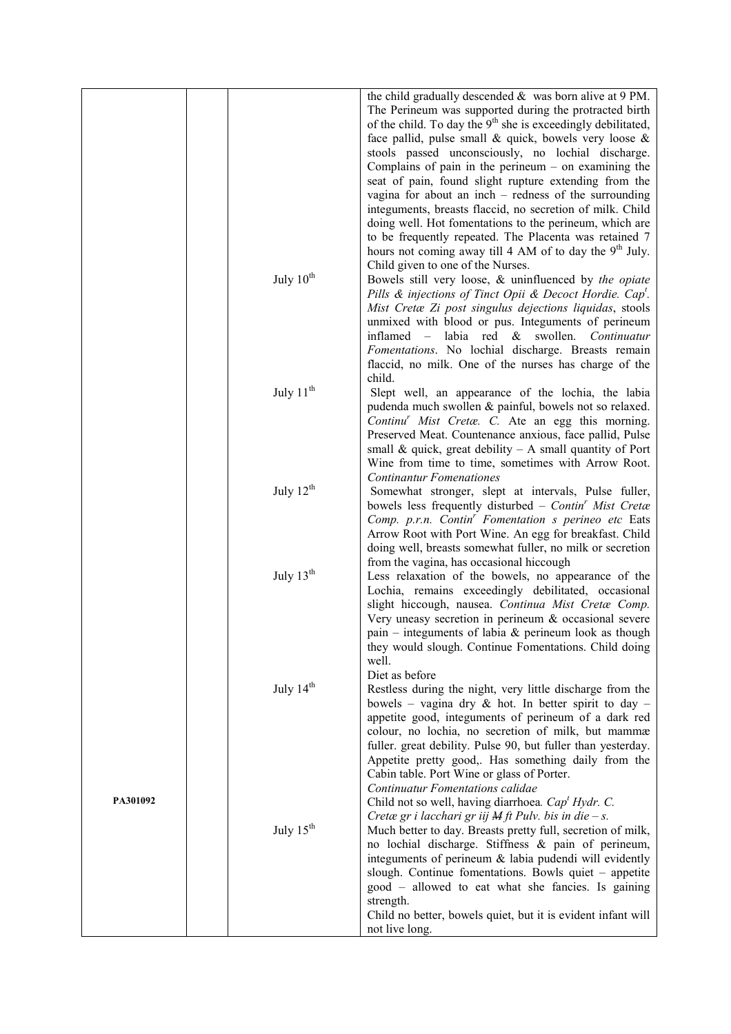| | | | |
|---|---|---|---|
| | | | the child gradually descended & was born alive at 9 PM. The Perineum was supported during the protracted birth of the child. To day the 9th she is exceedingly debilitated, face pallid, pulse small & quick, bowels very loose & stools passed unconsciously, no lochial discharge. Complains of pain in the perineum – on examining the seat of pain, found slight rupture extending from the vagina for about an inch – redness of the surrounding integuments, breasts flaccid, no secretion of milk. Child doing well. Hot fomentations to the perineum, which are to be frequently repeated. The Placenta was retained 7 hours not coming away till 4 AM of to day the 9th July. Child given to one of the Nurses. |
| | | July 10th | Bowels still very loose, & uninfluenced by *the opiate Pills & injections of Tinct Opii & Decoct Hordie. Cap^t. Mist Cretæ Ʒi post singulus dejections liquidas*, stools unmixed with blood or pus. Integuments of perineum inflamed – labia red & swollen. *Continuatur Fomentations*. No lochial discharge. Breasts remain flaccid, no milk. One of the nurses has charge of the child. |
| | | July 11th | Slept well, an appearance of the lochia, the labia pudenda much swollen & painful, bowels not so relaxed. *Continu^r Mist Cretæ. C.* Ate an egg this morning. Preserved Meat. Countenance anxious, face pallid, Pulse small & quick, great debility – A small quantity of Port Wine from time to time, sometimes with Arrow Root. *Continantur Fomenationes* |
| | | July 12th | Somewhat stronger, slept at intervals, Pulse fuller, bowels less frequently disturbed – *Contin^r Mist Cretæ Comp. p.r.n. Contin^r Fomentation s perineo etc* Eats Arrow Root with Port Wine. An egg for breakfast. Child doing well, breasts somewhat fuller, no milk or secretion from the vagina, has occasional hiccough |
| | | July 13th | Less relaxation of the bowels, no appearance of the Lochia, remains exceedingly debilitated, occasional slight hiccough, nausea. *Continua Mist Cretæ Comp.* Very uneasy secretion in perineum & occasional severe pain – integuments of labia & perineum look as though they would slough. Continue Fomentations. Child doing well. Diet as before |
| | | July 14th | Restless during the night, very little discharge from the bowels – vagina dry & hot. In better spirit to day – appetite good, integuments of perineum of a dark red colour, no lochia, no secretion of milk, but mammæ fuller. great debility. Pulse 90, but fuller than yesterday. Appetite pretty good,. Has something daily from the Cabin table. Port Wine or glass of Porter. *Continuatur Fomentations calidae* |
| PA301092 | | | Child not so well, having diarrhoea*. Cap^t Hydr. C. Cretæ gr i lacchari gr iij ~~M~~ ft Pulv. bis in die – s.* |
| | | July 15th | Much better to day. Breasts pretty full, secretion of milk, no lochial discharge. Stiffness & pain of perineum, integuments of perineum & labia pudendi will evidently slough. Continue fomentations. Bowls quiet – appetite good – allowed to eat what she fancies. Is gaining strength. Child no better, bowels quiet, but it is evident infant will not live long. |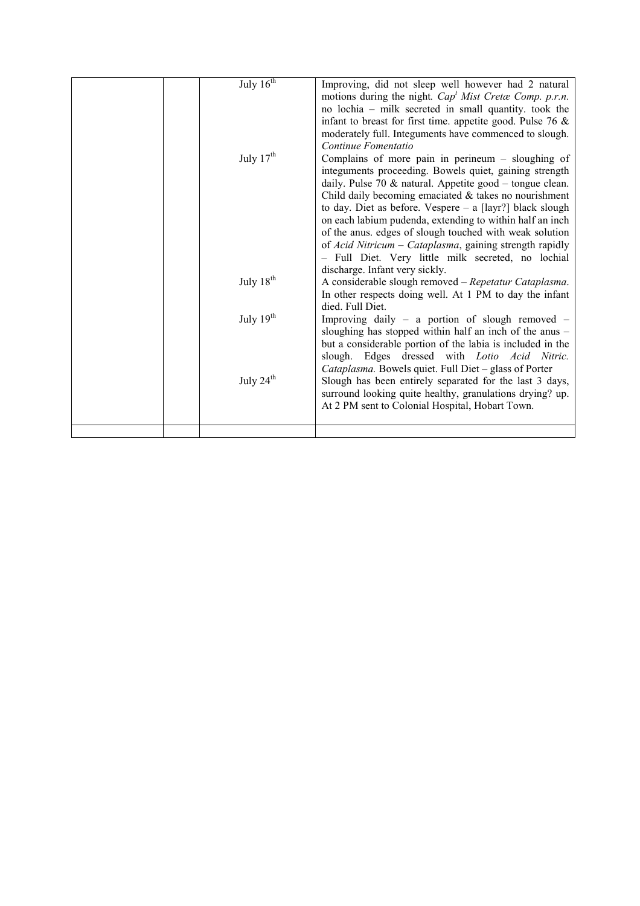|  |  |  |  |
|---|---|---|---|
|  |  | July 16th | Improving, did not sleep well however had 2 natural motions during the night. *Capt Mist Cretæ Comp. p.r.n.* no lochia – milk secreted in small quantity. took the infant to breast for first time. appetite good. Pulse 76 & moderately full. Integuments have commenced to slough. *Continue Fomentatio* |
|  |  | July 17th | Complains of more pain in perineum – sloughing of integuments proceeding. Bowels quiet, gaining strength daily. Pulse 70 & natural. Appetite good – tongue clean. Child daily becoming emaciated & takes no nourishment to day. Diet as before. Vespere – a [layr?] black slough on each labium pudenda, extending to within half an inch of the anus. edges of slough touched with weak solution of *Acid Nitricum* – *Cataplasma*, gaining strength rapidly – Full Diet. Very little milk secreted, no lochial discharge. Infant very sickly. |
|  |  | July 18th | A considerable slough removed – *Repetatur Cataplasma*. In other respects doing well. At 1 PM to day the infant died. Full Diet. |
|  |  | July 19th | Improving daily – a portion of slough removed – sloughing has stopped within half an inch of the anus – but a considerable portion of the labia is included in the slough. Edges dressed with *Lotio Acid Nitric. Cataplasma.* Bowels quiet. Full Diet – glass of Porter |
|  |  | July 24th | Slough has been entirely separated for the last 3 days, surround looking quite healthy, granulations drying? up. At 2 PM sent to Colonial Hospital, Hobart Town. |
|  |  |  |  |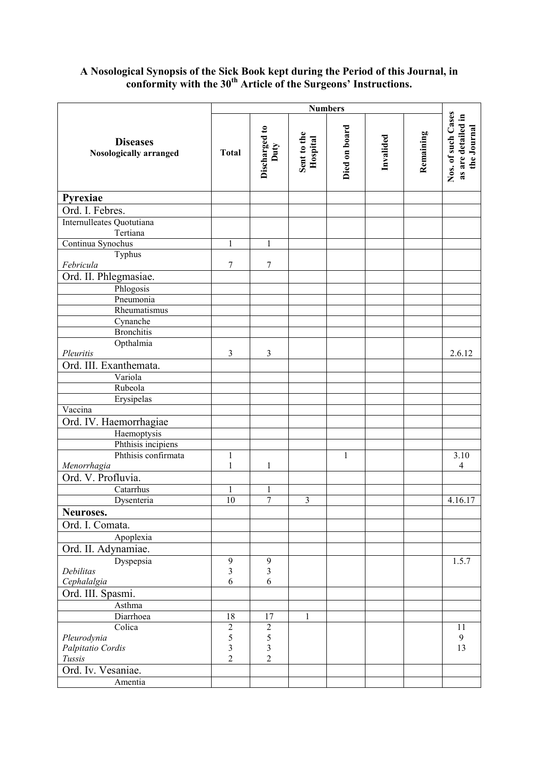**A Nosological Synopsis of the Sick Book kept during the Period of this Journal, in conformity with the 30th Article of the Surgeons' Instructions.**

| Diseases Nosologically arranged | Numbers | | | | | | Nos. of such Cases as are detailed in the Journal |
|---|---|---|---|---|---|---|---|
| | Total | Discharged to Duty | Sent to the Hospital | Died on board | Invalided | Remaining | |
| **Pyrexiae** | | | | | | | |
| Ord. I. Febres. | | | | | | | |
| Internulleates Quotutiana | | | | | | | |
| Tertiana | | | | | | | |
| Continua Synochus | 1 | 1 | | | | | |
| Typhus | | | | | | | |
| *Febricula* | 7 | 7 | | | | | |
| Ord. II. Phlegmasiae. | | | | | | | |
| Phlogosis | | | | | | | |
| Pneumonia | | | | | | | |
| Rheumatismus | | | | | | | |
| Cynanche | | | | | | | |
| Bronchitis | | | | | | | |
| Opthalmia | | | | | | | |
| *Pleuritis* | 3 | 3 | | | | | 2.6.12 |
| Ord. III. Exanthemata. | | | | | | | |
| Variola | | | | | | | |
| Rubeola | | | | | | | |
| Erysipelas | | | | | | | |
| Vaccina | | | | | | | |
| Ord. IV. Haemorrhagiae | | | | | | | |
| Haemoptysis | | | | | | | |
| Phthisis incipiens | | | | | | | |
| Phthisis confirmata | 1 | | | 1 | | | 3.10 |
| *Menorrhagia* | 1 | 1 | | | | | 4 |
| Ord. V. Profluvia. | | | | | | | |
| Catarrhus | 1 | 1 | | | | | |
| Dysenteria | 10 | 7 | 3 | | | | 4.16.17 |
| **Neuroses.** | | | | | | | |
| Ord. I. Comata. | | | | | | | |
| Apoplexia | | | | | | | |
| Ord. II. Adynamiae. | | | | | | | |
| Dyspepsia | 9 | 9 | | | | | 1.5.7 |
| *Debilitas* | 3 | 3 | | | | | |
| *Cephalalgia* | 6 | 6 | | | | | |
| Ord. III. Spasmi. | | | | | | | |
| Asthma | | | | | | | |
| Diarrhoea | 18 | 17 | 1 | | | | |
| Colica | 2 | 2 | | | | | 11 |
| *Pleurodynia* | 5 | 5 | | | | | 9 |
| *Palpitatio Cordis* | 3 | 3 | | | | | 13 |
| *Tussis* | 2 | 2 | | | | | |
| Ord. Iv. Vesaniae. | | | | | | | |
| Amentia | | | | | | | |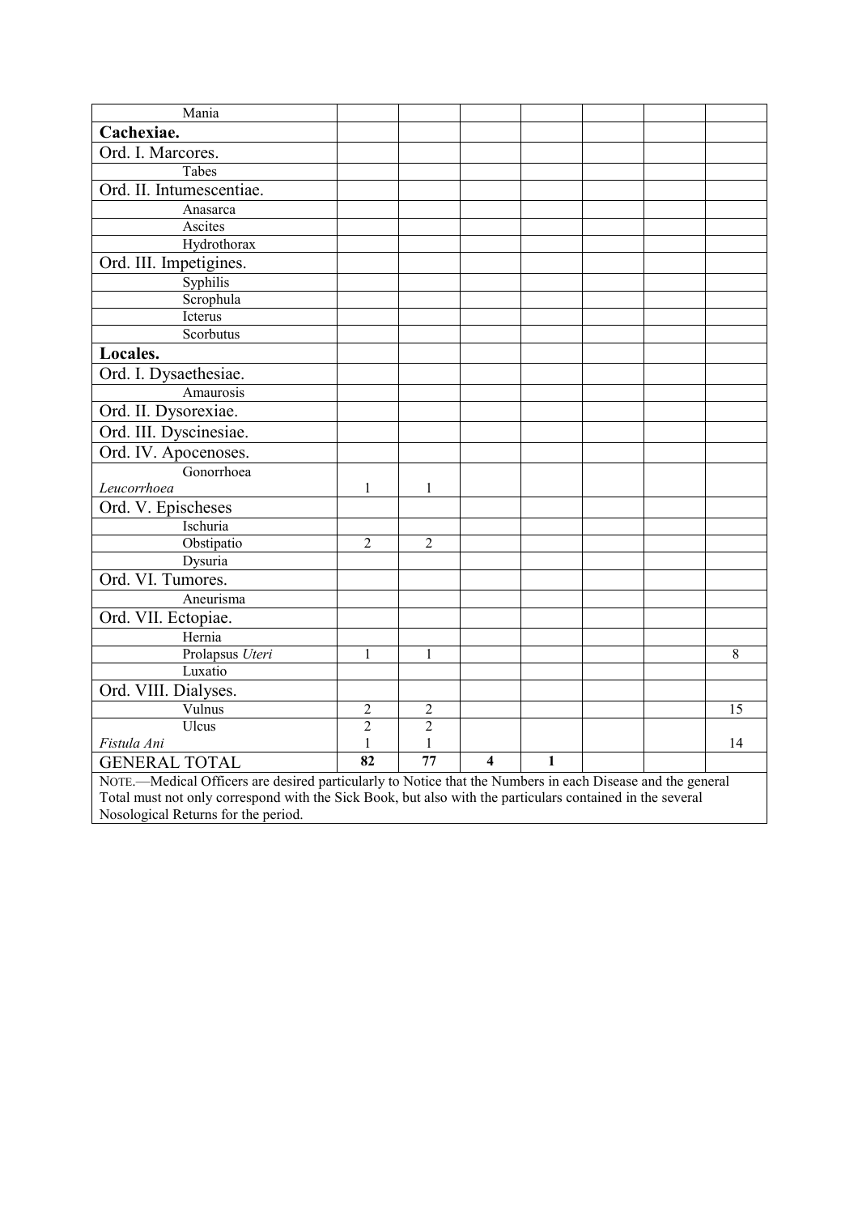| | | | | | | | |
|---|---|---|---|---|---|---|---|
| Mania | | | | | | | |
| **Cachexiae.** | | | | | | | |
| Ord. I. Marcores. | | | | | | | |
| Tabes | | | | | | | |
| Ord. II. Intumescentiae. | | | | | | | |
| Anasarca | | | | | | | |
| Ascites | | | | | | | |
| Hydrothorax | | | | | | | |
| Ord. III. Impetigines. | | | | | | | |
| Syphilis | | | | | | | |
| Scrophula | | | | | | | |
| Icterus | | | | | | | |
| Scorbutus | | | | | | | |
| **Locales.** | | | | | | | |
| Ord. I. Dysaethesiae. | | | | | | | |
| Amaurosis | | | | | | | |
| Ord. II. Dysorexiae. | | | | | | | |
| Ord. III. Dyscinesiae. | | | | | | | |
| Ord. IV. Apocenoses. | | | | | | | |
| Gonorrhoea *Leucorrhoea* | 1 | 1 | | | | | |
| Ord. V. Epischeses | | | | | | | |
| Ischuria | | | | | | | |
| Obstipatio | 2 | 2 | | | | | |
| Dysuria | | | | | | | |
| Ord. VI. Tumores. | | | | | | | |
| Aneurisma | | | | | | | |
| Ord. VII. Ectopiae. | | | | | | | |
| Hernia | | | | | | | |
| Prolapsus *Uteri* | 1 | 1 | | | | | 8 |
| Luxatio | | | | | | | |
| Ord. VIII. Dialyses. | | | | | | | |
| Vulnus | 2 | 2 | | | | | 15 |
| Ulcus *Fistula Ani* | 2<br>1 | 2<br>1 | | | | | 14 |
| GENERAL TOTAL | **82** | **77** | **4** | **1** | | | |

NOTE.—Medical Officers are desired particularly to Notice that the Numbers in each Disease and the general Total must not only correspond with the Sick Book, but also with the particulars contained in the several Nosological Returns for the period.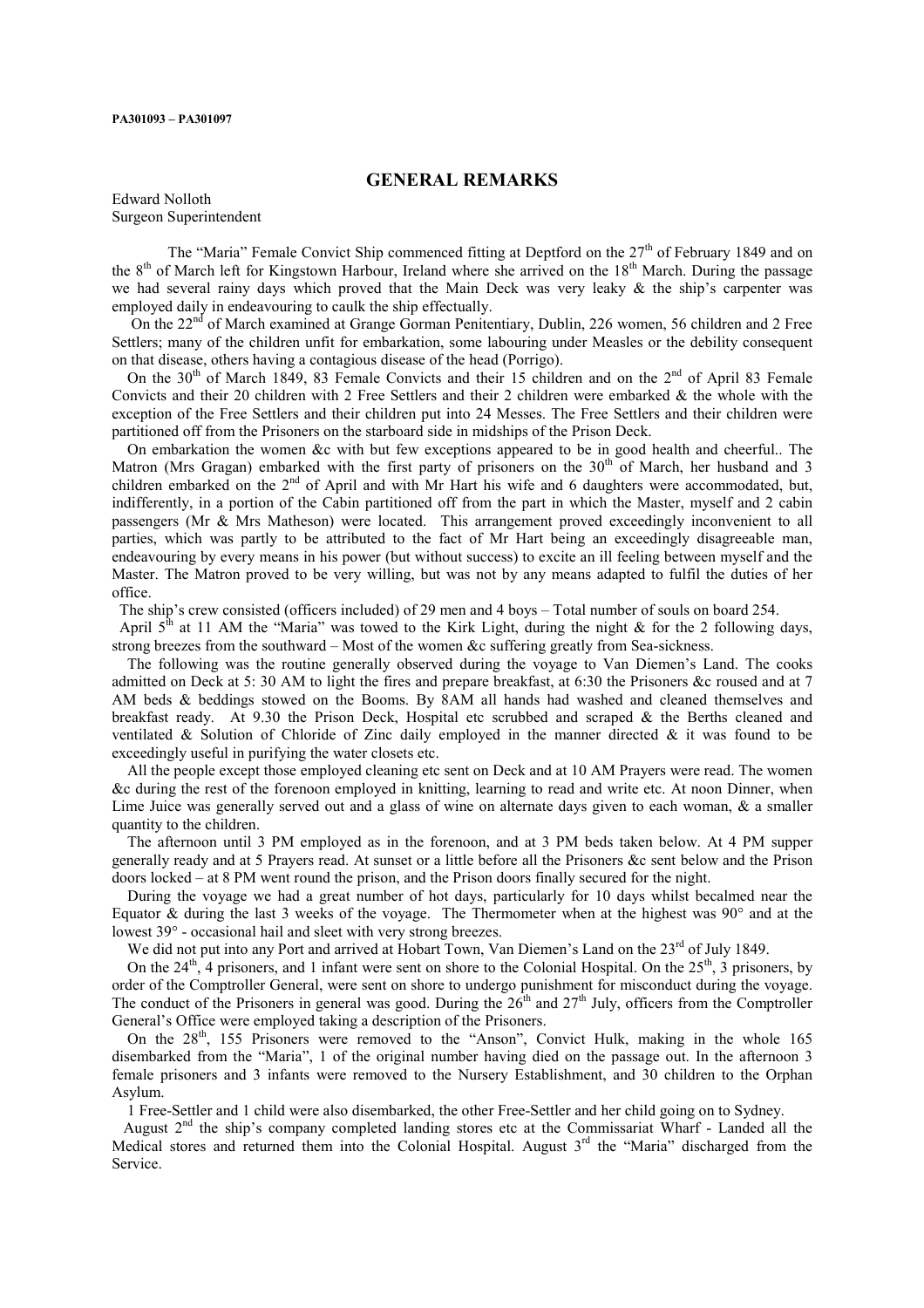**PA301093 – PA301097**

## GENERAL REMARKS

Edward Nolloth
Surgeon Superintendent

The "Maria" Female Convict Ship commenced fitting at Deptford on the 27th of February 1849 and on the 8th of March left for Kingstown Harbour, Ireland where she arrived on the 18th March. During the passage we had several rainy days which proved that the Main Deck was very leaky & the ship's carpenter was employed daily in endeavouring to caulk the ship effectually.

On the 22nd of March examined at Grange Gorman Penitentiary, Dublin, 226 women, 56 children and 2 Free Settlers; many of the children unfit for embarkation, some labouring under Measles or the debility consequent on that disease, others having a contagious disease of the head (Porrigo).

On the 30th of March 1849, 83 Female Convicts and their 15 children and on the 2nd of April 83 Female Convicts and their 20 children with 2 Free Settlers and their 2 children were embarked & the whole with the exception of the Free Settlers and their children put into 24 Messes. The Free Settlers and their children were partitioned off from the Prisoners on the starboard side in midships of the Prison Deck.

On embarkation the women &c with but few exceptions appeared to be in good health and cheerful.. The Matron (Mrs Gragan) embarked with the first party of prisoners on the 30th of March, her husband and 3 children embarked on the 2nd of April and with Mr Hart his wife and 6 daughters were accommodated, but, indifferently, in a portion of the Cabin partitioned off from the part in which the Master, myself and 2 cabin passengers (Mr & Mrs Matheson) were located. This arrangement proved exceedingly inconvenient to all parties, which was partly to be attributed to the fact of Mr Hart being an exceedingly disagreeable man, endeavouring by every means in his power (but without success) to excite an ill feeling between myself and the Master. The Matron proved to be very willing, but was not by any means adapted to fulfil the duties of her office.

The ship's crew consisted (officers included) of 29 men and 4 boys – Total number of souls on board 254.

April 5th at 11 AM the "Maria" was towed to the Kirk Light, during the night & for the 2 following days, strong breezes from the southward – Most of the women &c suffering greatly from Sea-sickness.

The following was the routine generally observed during the voyage to Van Diemen's Land. The cooks admitted on Deck at 5: 30 AM to light the fires and prepare breakfast, at 6:30 the Prisoners &c roused and at 7 AM beds & beddings stowed on the Booms. By 8AM all hands had washed and cleaned themselves and breakfast ready. At 9.30 the Prison Deck, Hospital etc scrubbed and scraped & the Berths cleaned and ventilated & Solution of Chloride of Zinc daily employed in the manner directed & it was found to be exceedingly useful in purifying the water closets etc.

All the people except those employed cleaning etc sent on Deck and at 10 AM Prayers were read. The women &c during the rest of the forenoon employed in knitting, learning to read and write etc. At noon Dinner, when Lime Juice was generally served out and a glass of wine on alternate days given to each woman, & a smaller quantity to the children.

The afternoon until 3 PM employed as in the forenoon, and at 3 PM beds taken below. At 4 PM supper generally ready and at 5 Prayers read. At sunset or a little before all the Prisoners &c sent below and the Prison doors locked – at 8 PM went round the prison, and the Prison doors finally secured for the night.

During the voyage we had a great number of hot days, particularly for 10 days whilst becalmed near the Equator & during the last 3 weeks of the voyage. The Thermometer when at the highest was 90° and at the lowest 39° - occasional hail and sleet with very strong breezes.

We did not put into any Port and arrived at Hobart Town, Van Diemen's Land on the 23rd of July 1849.

On the 24th, 4 prisoners, and 1 infant were sent on shore to the Colonial Hospital. On the 25th, 3 prisoners, by order of the Comptroller General, were sent on shore to undergo punishment for misconduct during the voyage. The conduct of the Prisoners in general was good. During the 26th and 27th July, officers from the Comptroller General's Office were employed taking a description of the Prisoners.

On the 28th, 155 Prisoners were removed to the "Anson", Convict Hulk, making in the whole 165 disembarked from the "Maria", 1 of the original number having died on the passage out. In the afternoon 3 female prisoners and 3 infants were removed to the Nursery Establishment, and 30 children to the Orphan Asylum.

1 Free-Settler and 1 child were also disembarked, the other Free-Settler and her child going on to Sydney.

August 2nd the ship's company completed landing stores etc at the Commissariat Wharf - Landed all the Medical stores and returned them into the Colonial Hospital. August 3rd the "Maria" discharged from the Service.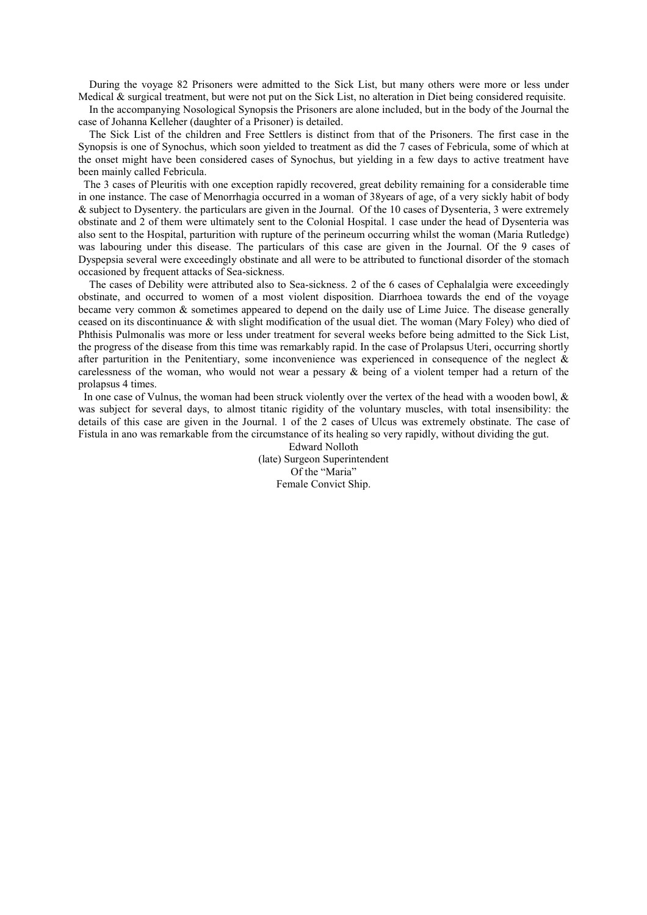During the voyage 82 Prisoners were admitted to the Sick List, but many others were more or less under Medical & surgical treatment, but were not put on the Sick List, no alteration in Diet being considered requisite.

In the accompanying Nosological Synopsis the Prisoners are alone included, but in the body of the Journal the case of Johanna Kelleher (daughter of a Prisoner) is detailed.

The Sick List of the children and Free Settlers is distinct from that of the Prisoners. The first case in the Synopsis is one of Synochus, which soon yielded to treatment as did the 7 cases of Febricula, some of which at the onset might have been considered cases of Synochus, but yielding in a few days to active treatment have been mainly called Febricula.

The 3 cases of Pleuritis with one exception rapidly recovered, great debility remaining for a considerable time in one instance. The case of Menorrhagia occurred in a woman of 38years of age, of a very sickly habit of body & subject to Dysentery. the particulars are given in the Journal. Of the 10 cases of Dysenteria, 3 were extremely obstinate and 2 of them were ultimately sent to the Colonial Hospital. 1 case under the head of Dysenteria was also sent to the Hospital, parturition with rupture of the perineum occurring whilst the woman (Maria Rutledge) was labouring under this disease. The particulars of this case are given in the Journal. Of the 9 cases of Dyspepsia several were exceedingly obstinate and all were to be attributed to functional disorder of the stomach occasioned by frequent attacks of Sea-sickness.

The cases of Debility were attributed also to Sea-sickness. 2 of the 6 cases of Cephalalgia were exceedingly obstinate, and occurred to women of a most violent disposition. Diarrhoea towards the end of the voyage became very common & sometimes appeared to depend on the daily use of Lime Juice. The disease generally ceased on its discontinuance & with slight modification of the usual diet. The woman (Mary Foley) who died of Phthisis Pulmonalis was more or less under treatment for several weeks before being admitted to the Sick List, the progress of the disease from this time was remarkably rapid. In the case of Prolapsus Uteri, occurring shortly after parturition in the Penitentiary, some inconvenience was experienced in consequence of the neglect & carelessness of the woman, who would not wear a pessary & being of a violent temper had a return of the prolapsus 4 times.

In one case of Vulnus, the woman had been struck violently over the vertex of the head with a wooden bowl, & was subject for several days, to almost titanic rigidity of the voluntary muscles, with total insensibility: the details of this case are given in the Journal. 1 of the 2 cases of Ulcus was extremely obstinate. The case of Fistula in ano was remarkable from the circumstance of its healing so very rapidly, without dividing the gut.

Edward Nolloth
(late) Surgeon Superintendent
Of the "Maria"
Female Convict Ship.